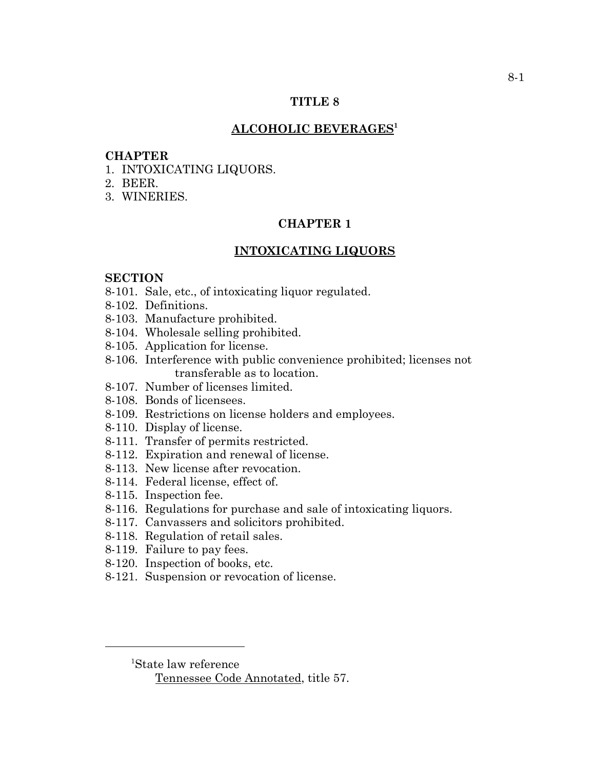# TITLE 8

## ALCOHOLIC BEVERAGES[1]

**CHAPTER**

1. INTOXICATING LIQUORS.
2. BEER.
3. WINERIES.

## CHAPTER 1

## INTOXICATING LIQUORS

**SECTION**

8-101. Sale, etc., of intoxicating liquor regulated.
8-102. Definitions.
8-103. Manufacture prohibited.
8-104. Wholesale selling prohibited.
8-105. Application for license.
8-106. Interference with public convenience prohibited; licenses not transferable as to location.
8-107. Number of licenses limited.
8-108. Bonds of licensees.
8-109. Restrictions on license holders and employees.
8-110. Display of license.
8-111. Transfer of permits restricted.
8-112. Expiration and renewal of license.
8-113. New license after revocation.
8-114. Federal license, effect of.
8-115. Inspection fee.
8-116. Regulations for purchase and sale of intoxicating liquors.
8-117. Canvassers and solicitors prohibited.
8-118. Regulation of retail sales.
8-119. Failure to pay fees.
8-120. Inspection of books, etc.
8-121. Suspension or revocation of license.

---

[1]State law reference

Tennessee Code Annotated, title 57.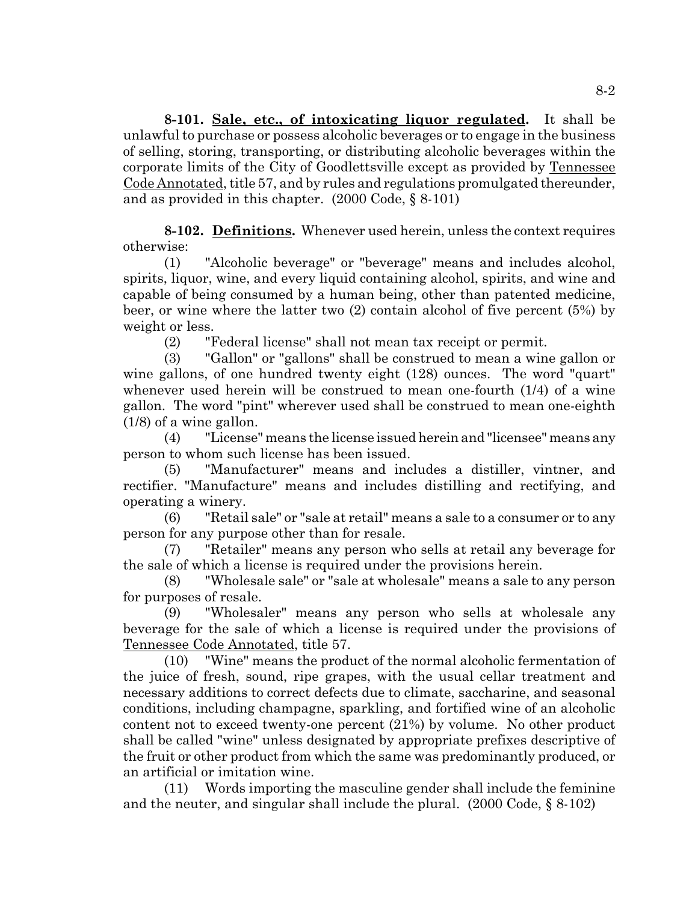**8-101. Sale, etc., of intoxicating liquor regulated.** It shall be unlawful to purchase or possess alcoholic beverages or to engage in the business of selling, storing, transporting, or distributing alcoholic beverages within the corporate limits of the City of Goodlettsville except as provided by Tennessee Code Annotated, title 57, and by rules and regulations promulgated thereunder, and as provided in this chapter. (2000 Code, § 8-101)

**8-102. Definitions.** Whenever used herein, unless the context requires otherwise:

(1) "Alcoholic beverage" or "beverage" means and includes alcohol, spirits, liquor, wine, and every liquid containing alcohol, spirits, and wine and capable of being consumed by a human being, other than patented medicine, beer, or wine where the latter two (2) contain alcohol of five percent (5%) by weight or less.

(2) "Federal license" shall not mean tax receipt or permit.

(3) "Gallon" or "gallons" shall be construed to mean a wine gallon or wine gallons, of one hundred twenty eight (128) ounces. The word "quart" whenever used herein will be construed to mean one-fourth (1/4) of a wine gallon. The word "pint" wherever used shall be construed to mean one-eighth (1/8) of a wine gallon.

(4) "License" means the license issued herein and "licensee" means any person to whom such license has been issued.

(5) "Manufacturer" means and includes a distiller, vintner, and rectifier. "Manufacture" means and includes distilling and rectifying, and operating a winery.

(6) "Retail sale" or "sale at retail" means a sale to a consumer or to any person for any purpose other than for resale.

(7) "Retailer" means any person who sells at retail any beverage for the sale of which a license is required under the provisions herein.

(8) "Wholesale sale" or "sale at wholesale" means a sale to any person for purposes of resale.

(9) "Wholesaler" means any person who sells at wholesale any beverage for the sale of which a license is required under the provisions of Tennessee Code Annotated, title 57.

(10) "Wine" means the product of the normal alcoholic fermentation of the juice of fresh, sound, ripe grapes, with the usual cellar treatment and necessary additions to correct defects due to climate, saccharine, and seasonal conditions, including champagne, sparkling, and fortified wine of an alcoholic content not to exceed twenty-one percent (21%) by volume. No other product shall be called "wine" unless designated by appropriate prefixes descriptive of the fruit or other product from which the same was predominantly produced, or an artificial or imitation wine.

(11) Words importing the masculine gender shall include the feminine and the neuter, and singular shall include the plural. (2000 Code, § 8-102)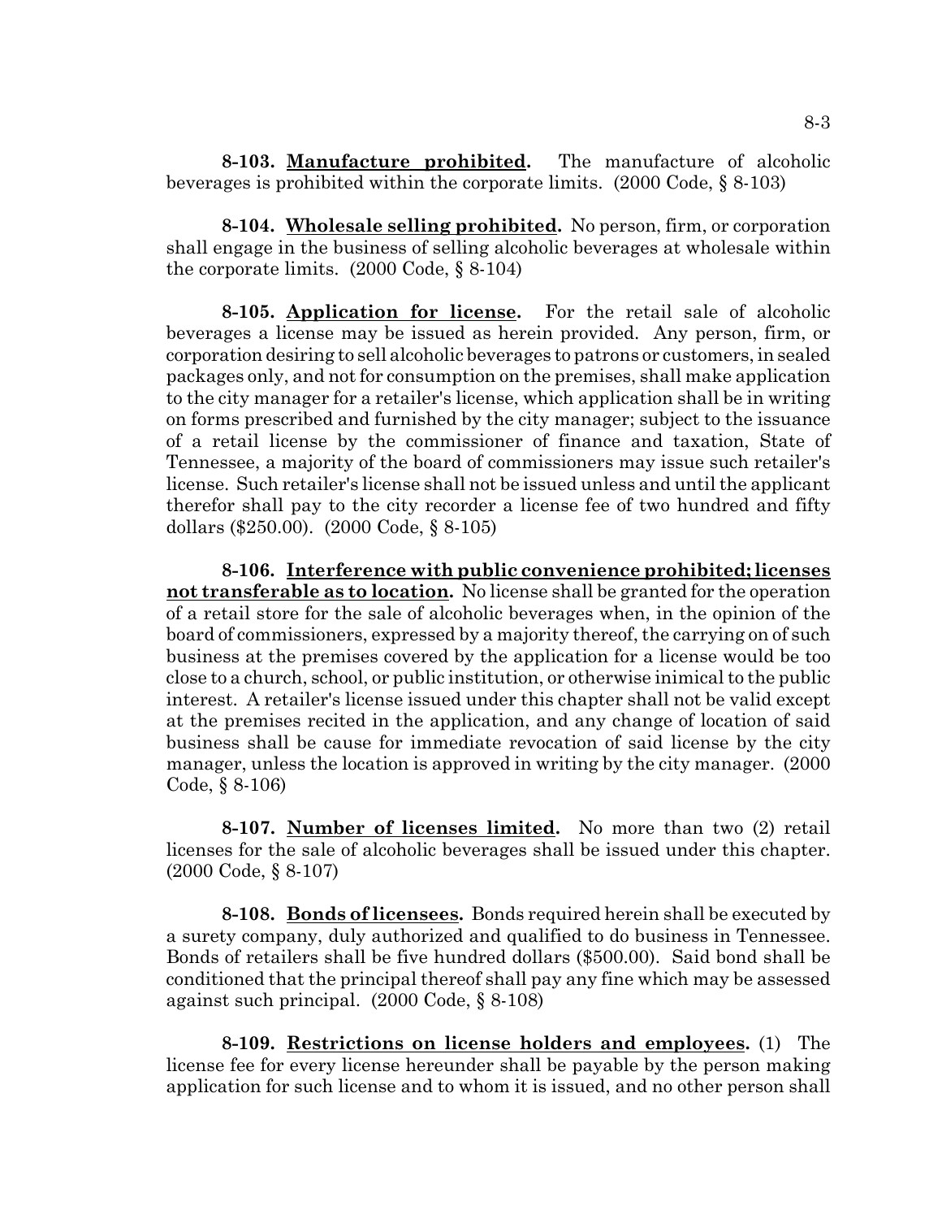**8-103. Manufacture prohibited.** The manufacture of alcoholic beverages is prohibited within the corporate limits. (2000 Code, § 8-103)

**8-104. Wholesale selling prohibited.** No person, firm, or corporation shall engage in the business of selling alcoholic beverages at wholesale within the corporate limits. (2000 Code, § 8-104)

**8-105. Application for license.** For the retail sale of alcoholic beverages a license may be issued as herein provided. Any person, firm, or corporation desiring to sell alcoholic beverages to patrons or customers, in sealed packages only, and not for consumption on the premises, shall make application to the city manager for a retailer's license, which application shall be in writing on forms prescribed and furnished by the city manager; subject to the issuance of a retail license by the commissioner of finance and taxation, State of Tennessee, a majority of the board of commissioners may issue such retailer's license. Such retailer's license shall not be issued unless and until the applicant therefor shall pay to the city recorder a license fee of two hundred and fifty dollars ($250.00). (2000 Code, § 8-105)

**8-106. Interference with public convenience prohibited; licenses not transferable as to location.** No license shall be granted for the operation of a retail store for the sale of alcoholic beverages when, in the opinion of the board of commissioners, expressed by a majority thereof, the carrying on of such business at the premises covered by the application for a license would be too close to a church, school, or public institution, or otherwise inimical to the public interest. A retailer's license issued under this chapter shall not be valid except at the premises recited in the application, and any change of location of said business shall be cause for immediate revocation of said license by the city manager, unless the location is approved in writing by the city manager. (2000 Code, § 8-106)

**8-107. Number of licenses limited.** No more than two (2) retail licenses for the sale of alcoholic beverages shall be issued under this chapter. (2000 Code, § 8-107)

**8-108. Bonds of licensees.** Bonds required herein shall be executed by a surety company, duly authorized and qualified to do business in Tennessee. Bonds of retailers shall be five hundred dollars ($500.00). Said bond shall be conditioned that the principal thereof shall pay any fine which may be assessed against such principal. (2000 Code, § 8-108)

**8-109. Restrictions on license holders and employees.** (1) The license fee for every license hereunder shall be payable by the person making application for such license and to whom it is issued, and no other person shall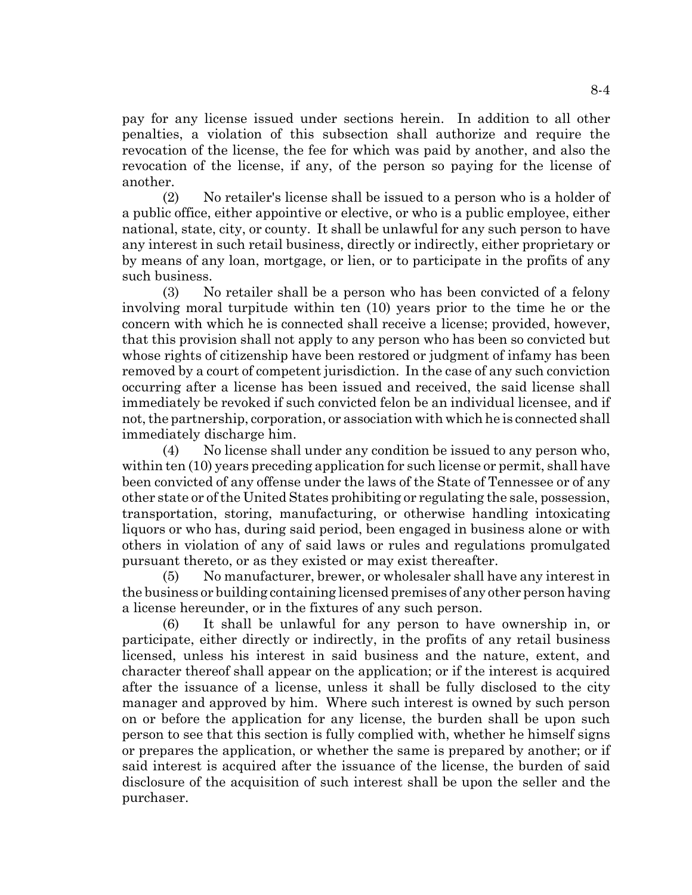pay for any license issued under sections herein. In addition to all other penalties, a violation of this subsection shall authorize and require the revocation of the license, the fee for which was paid by another, and also the revocation of the license, if any, of the person so paying for the license of another.

(2) No retailer's license shall be issued to a person who is a holder of a public office, either appointive or elective, or who is a public employee, either national, state, city, or county. It shall be unlawful for any such person to have any interest in such retail business, directly or indirectly, either proprietary or by means of any loan, mortgage, or lien, or to participate in the profits of any such business.

(3) No retailer shall be a person who has been convicted of a felony involving moral turpitude within ten (10) years prior to the time he or the concern with which he is connected shall receive a license; provided, however, that this provision shall not apply to any person who has been so convicted but whose rights of citizenship have been restored or judgment of infamy has been removed by a court of competent jurisdiction. In the case of any such conviction occurring after a license has been issued and received, the said license shall immediately be revoked if such convicted felon be an individual licensee, and if not, the partnership, corporation, or association with which he is connected shall immediately discharge him.

(4) No license shall under any condition be issued to any person who, within ten (10) years preceding application for such license or permit, shall have been convicted of any offense under the laws of the State of Tennessee or of any other state or of the United States prohibiting or regulating the sale, possession, transportation, storing, manufacturing, or otherwise handling intoxicating liquors or who has, during said period, been engaged in business alone or with others in violation of any of said laws or rules and regulations promulgated pursuant thereto, or as they existed or may exist thereafter.

(5) No manufacturer, brewer, or wholesaler shall have any interest in the business or building containing licensed premises of any other person having a license hereunder, or in the fixtures of any such person.

(6) It shall be unlawful for any person to have ownership in, or participate, either directly or indirectly, in the profits of any retail business licensed, unless his interest in said business and the nature, extent, and character thereof shall appear on the application; or if the interest is acquired after the issuance of a license, unless it shall be fully disclosed to the city manager and approved by him. Where such interest is owned by such person on or before the application for any license, the burden shall be upon such person to see that this section is fully complied with, whether he himself signs or prepares the application, or whether the same is prepared by another; or if said interest is acquired after the issuance of the license, the burden of said disclosure of the acquisition of such interest shall be upon the seller and the purchaser.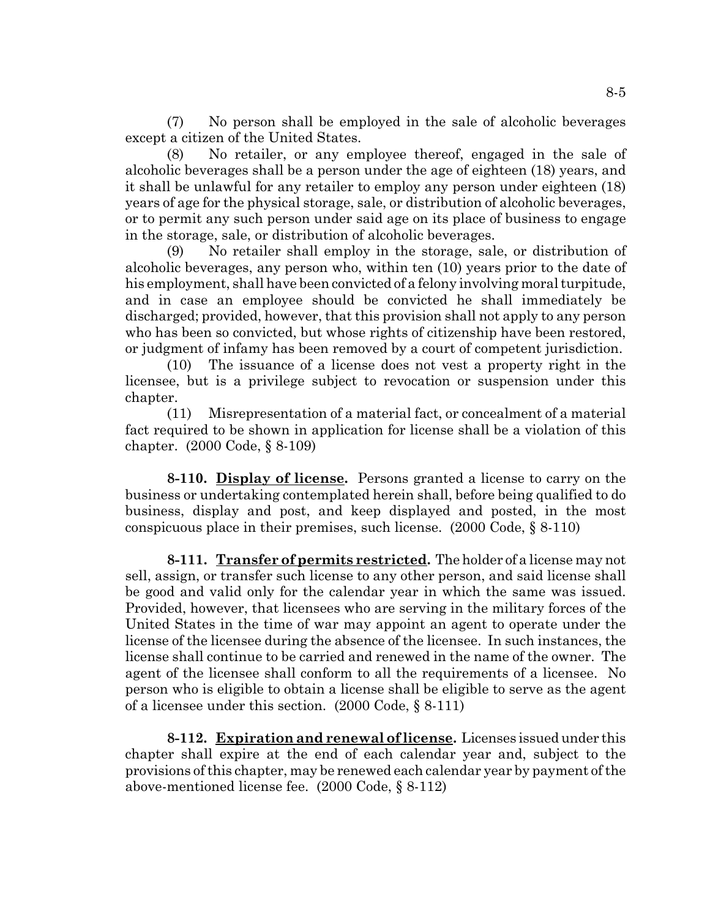(7) No person shall be employed in the sale of alcoholic beverages except a citizen of the United States.

(8) No retailer, or any employee thereof, engaged in the sale of alcoholic beverages shall be a person under the age of eighteen (18) years, and it shall be unlawful for any retailer to employ any person under eighteen (18) years of age for the physical storage, sale, or distribution of alcoholic beverages, or to permit any such person under said age on its place of business to engage in the storage, sale, or distribution of alcoholic beverages.

(9) No retailer shall employ in the storage, sale, or distribution of alcoholic beverages, any person who, within ten (10) years prior to the date of his employment, shall have been convicted of a felony involving moral turpitude, and in case an employee should be convicted he shall immediately be discharged; provided, however, that this provision shall not apply to any person who has been so convicted, but whose rights of citizenship have been restored, or judgment of infamy has been removed by a court of competent jurisdiction.

(10) The issuance of a license does not vest a property right in the licensee, but is a privilege subject to revocation or suspension under this chapter.

(11) Misrepresentation of a material fact, or concealment of a material fact required to be shown in application for license shall be a violation of this chapter. (2000 Code, § 8-109)

**8-110. Display of license.** Persons granted a license to carry on the business or undertaking contemplated herein shall, before being qualified to do business, display and post, and keep displayed and posted, in the most conspicuous place in their premises, such license. (2000 Code, § 8-110)

**8-111. Transfer of permits restricted.** The holder of a license may not sell, assign, or transfer such license to any other person, and said license shall be good and valid only for the calendar year in which the same was issued. Provided, however, that licensees who are serving in the military forces of the United States in the time of war may appoint an agent to operate under the license of the licensee during the absence of the licensee. In such instances, the license shall continue to be carried and renewed in the name of the owner. The agent of the licensee shall conform to all the requirements of a licensee. No person who is eligible to obtain a license shall be eligible to serve as the agent of a licensee under this section. (2000 Code, § 8-111)

**8-112. Expiration and renewal of license.** Licenses issued under this chapter shall expire at the end of each calendar year and, subject to the provisions of this chapter, may be renewed each calendar year by payment of the above-mentioned license fee. (2000 Code, § 8-112)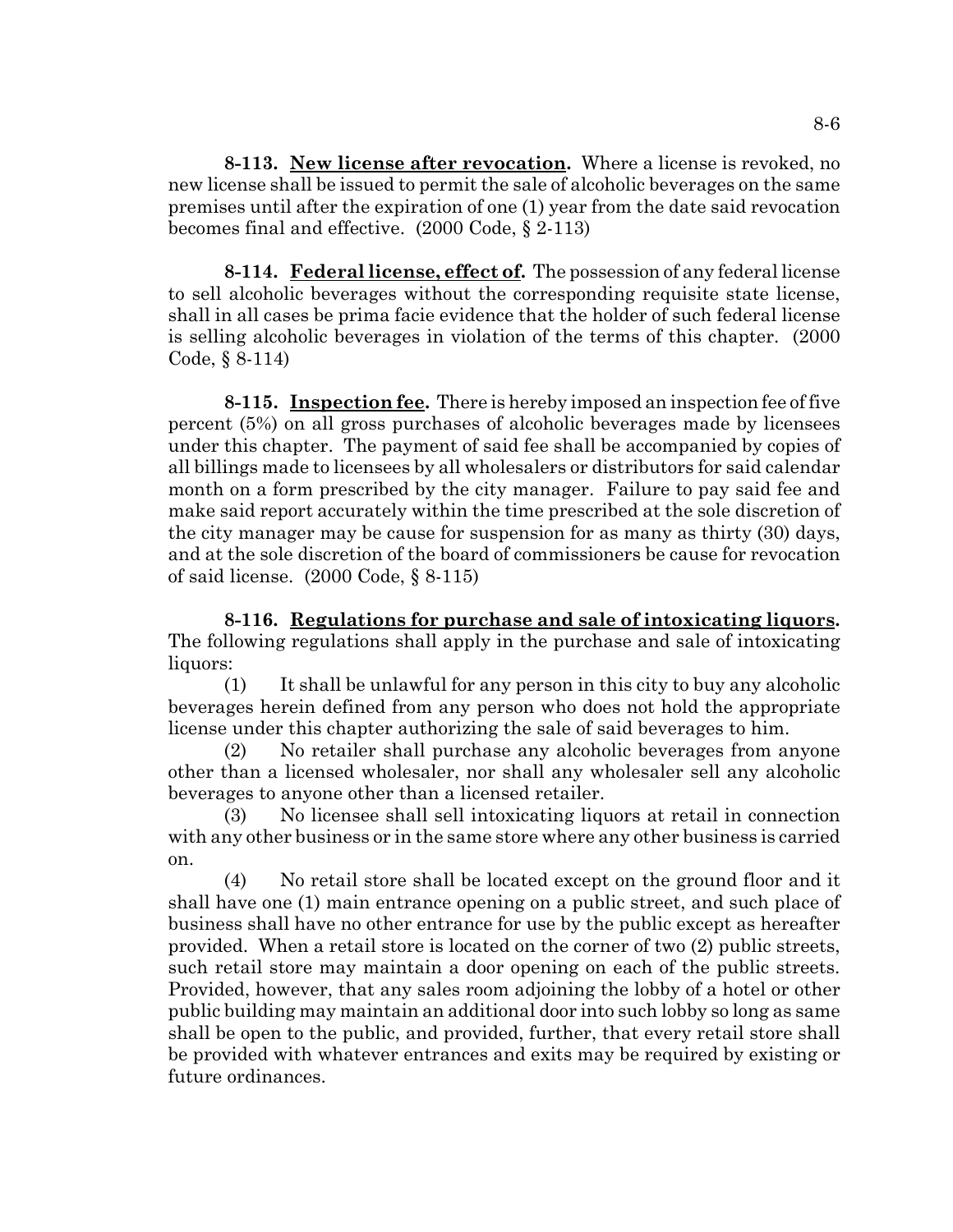**8-113. New license after revocation.** Where a license is revoked, no new license shall be issued to permit the sale of alcoholic beverages on the same premises until after the expiration of one (1) year from the date said revocation becomes final and effective. (2000 Code, § 2-113)

**8-114. Federal license, effect of.** The possession of any federal license to sell alcoholic beverages without the corresponding requisite state license, shall in all cases be prima facie evidence that the holder of such federal license is selling alcoholic beverages in violation of the terms of this chapter. (2000 Code, § 8-114)

**8-115. Inspection fee.** There is hereby imposed an inspection fee of five percent (5%) on all gross purchases of alcoholic beverages made by licensees under this chapter. The payment of said fee shall be accompanied by copies of all billings made to licensees by all wholesalers or distributors for said calendar month on a form prescribed by the city manager. Failure to pay said fee and make said report accurately within the time prescribed at the sole discretion of the city manager may be cause for suspension for as many as thirty (30) days, and at the sole discretion of the board of commissioners be cause for revocation of said license. (2000 Code, § 8-115)

**8-116. Regulations for purchase and sale of intoxicating liquors.** The following regulations shall apply in the purchase and sale of intoxicating liquors:

(1) It shall be unlawful for any person in this city to buy any alcoholic beverages herein defined from any person who does not hold the appropriate license under this chapter authorizing the sale of said beverages to him.

(2) No retailer shall purchase any alcoholic beverages from anyone other than a licensed wholesaler, nor shall any wholesaler sell any alcoholic beverages to anyone other than a licensed retailer.

(3) No licensee shall sell intoxicating liquors at retail in connection with any other business or in the same store where any other business is carried on.

(4) No retail store shall be located except on the ground floor and it shall have one (1) main entrance opening on a public street, and such place of business shall have no other entrance for use by the public except as hereafter provided. When a retail store is located on the corner of two (2) public streets, such retail store may maintain a door opening on each of the public streets. Provided, however, that any sales room adjoining the lobby of a hotel or other public building may maintain an additional door into such lobby so long as same shall be open to the public, and provided, further, that every retail store shall be provided with whatever entrances and exits may be required by existing or future ordinances.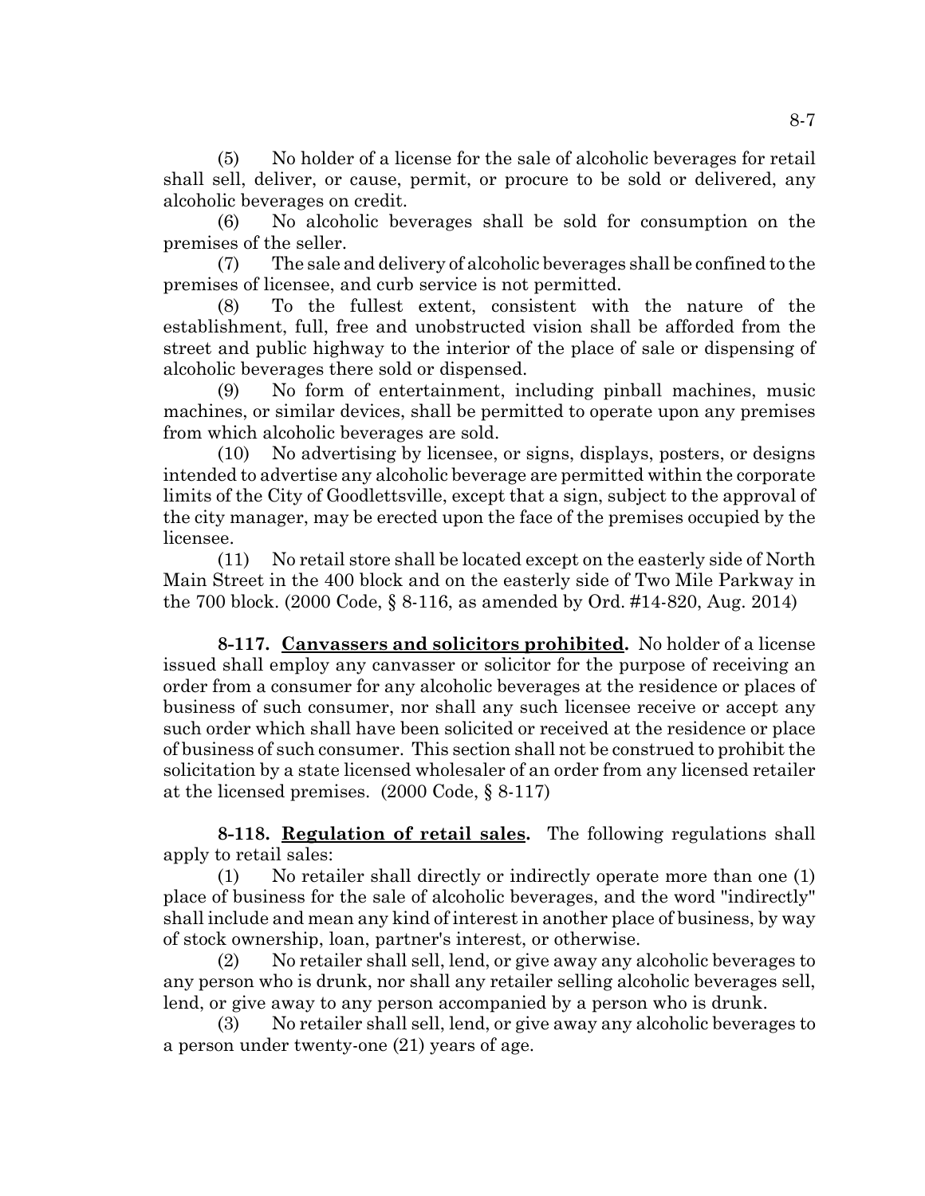(5) No holder of a license for the sale of alcoholic beverages for retail shall sell, deliver, or cause, permit, or procure to be sold or delivered, any alcoholic beverages on credit.

(6) No alcoholic beverages shall be sold for consumption on the premises of the seller.

(7) The sale and delivery of alcoholic beverages shall be confined to the premises of licensee, and curb service is not permitted.

(8) To the fullest extent, consistent with the nature of the establishment, full, free and unobstructed vision shall be afforded from the street and public highway to the interior of the place of sale or dispensing of alcoholic beverages there sold or dispensed.

(9) No form of entertainment, including pinball machines, music machines, or similar devices, shall be permitted to operate upon any premises from which alcoholic beverages are sold.

(10) No advertising by licensee, or signs, displays, posters, or designs intended to advertise any alcoholic beverage are permitted within the corporate limits of the City of Goodlettsville, except that a sign, subject to the approval of the city manager, may be erected upon the face of the premises occupied by the licensee.

(11) No retail store shall be located except on the easterly side of North Main Street in the 400 block and on the easterly side of Two Mile Parkway in the 700 block. (2000 Code, § 8-116, as amended by Ord. #14-820, Aug. 2014)

**8-117. Canvassers and solicitors prohibited.** No holder of a license issued shall employ any canvasser or solicitor for the purpose of receiving an order from a consumer for any alcoholic beverages at the residence or places of business of such consumer, nor shall any such licensee receive or accept any such order which shall have been solicited or received at the residence or place of business of such consumer. This section shall not be construed to prohibit the solicitation by a state licensed wholesaler of an order from any licensed retailer at the licensed premises. (2000 Code, § 8-117)

**8-118. Regulation of retail sales.** The following regulations shall apply to retail sales:

(1) No retailer shall directly or indirectly operate more than one (1) place of business for the sale of alcoholic beverages, and the word "indirectly" shall include and mean any kind of interest in another place of business, by way of stock ownership, loan, partner's interest, or otherwise.

(2) No retailer shall sell, lend, or give away any alcoholic beverages to any person who is drunk, nor shall any retailer selling alcoholic beverages sell, lend, or give away to any person accompanied by a person who is drunk.

(3) No retailer shall sell, lend, or give away any alcoholic beverages to a person under twenty-one (21) years of age.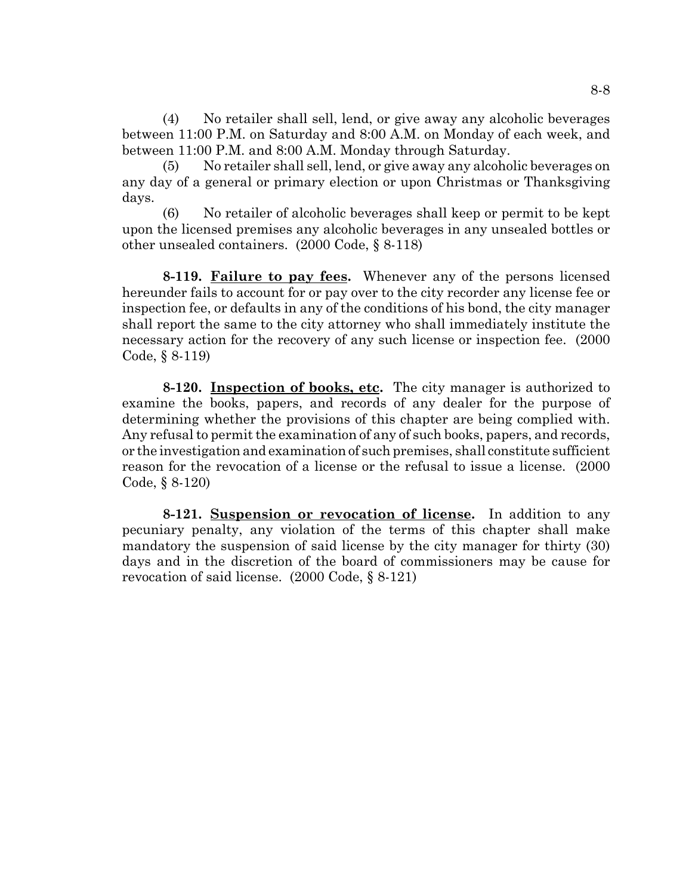(4) No retailer shall sell, lend, or give away any alcoholic beverages between 11:00 P.M. on Saturday and 8:00 A.M. on Monday of each week, and between 11:00 P.M. and 8:00 A.M. Monday through Saturday.

(5) No retailer shall sell, lend, or give away any alcoholic beverages on any day of a general or primary election or upon Christmas or Thanksgiving days.

(6) No retailer of alcoholic beverages shall keep or permit to be kept upon the licensed premises any alcoholic beverages in any unsealed bottles or other unsealed containers. (2000 Code, § 8-118)

**8-119. Failure to pay fees.** Whenever any of the persons licensed hereunder fails to account for or pay over to the city recorder any license fee or inspection fee, or defaults in any of the conditions of his bond, the city manager shall report the same to the city attorney who shall immediately institute the necessary action for the recovery of any such license or inspection fee. (2000 Code, § 8-119)

**8-120. Inspection of books, etc.** The city manager is authorized to examine the books, papers, and records of any dealer for the purpose of determining whether the provisions of this chapter are being complied with. Any refusal to permit the examination of any of such books, papers, and records, or the investigation and examination of such premises, shall constitute sufficient reason for the revocation of a license or the refusal to issue a license. (2000 Code, § 8-120)

**8-121. Suspension or revocation of license.** In addition to any pecuniary penalty, any violation of the terms of this chapter shall make mandatory the suspension of said license by the city manager for thirty (30) days and in the discretion of the board of commissioners may be cause for revocation of said license. (2000 Code, § 8-121)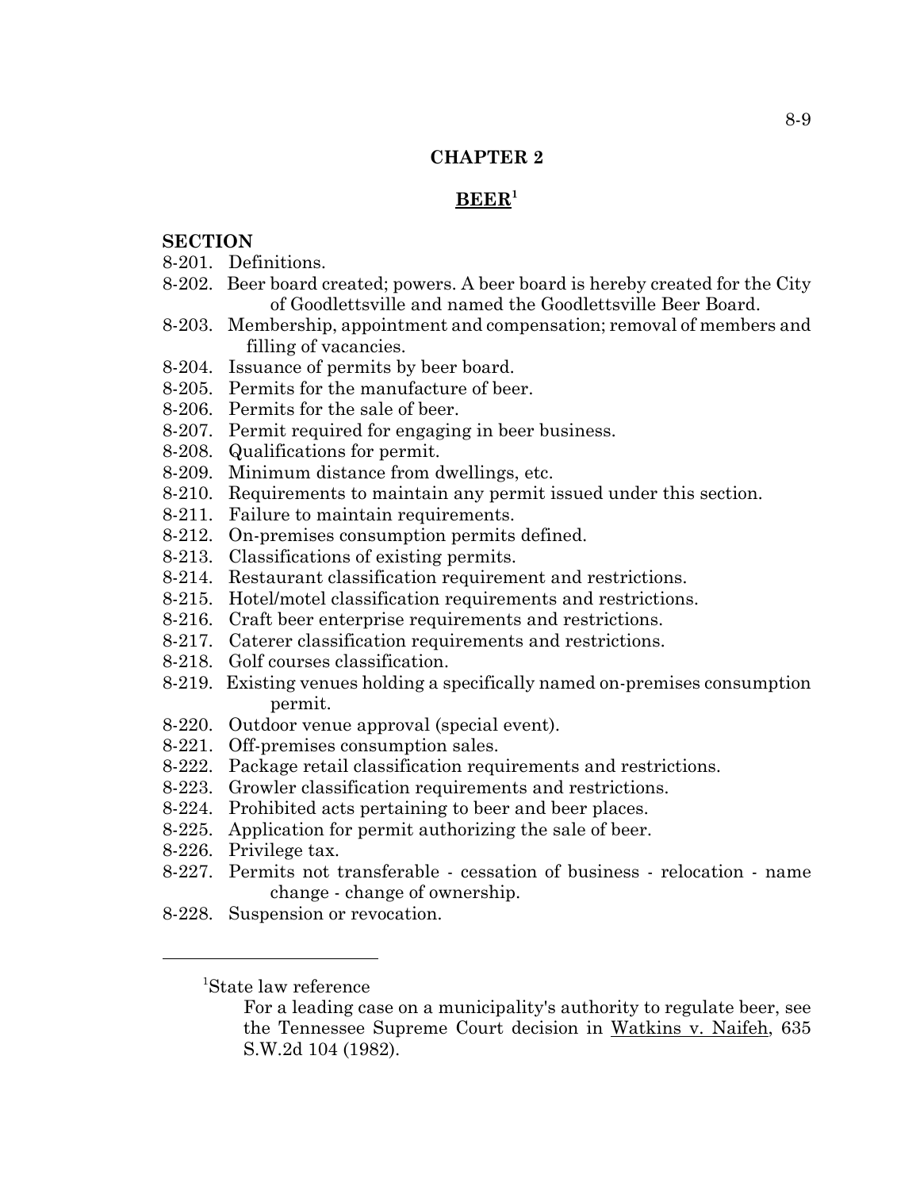## CHAPTER 2

## BEER[1]

**SECTION**

8-201. Definitions.
8-202. Beer board created; powers. A beer board is hereby created for the City of Goodlettsville and named the Goodlettsville Beer Board.
8-203. Membership, appointment and compensation; removal of members and filling of vacancies.
8-204. Issuance of permits by beer board.
8-205. Permits for the manufacture of beer.
8-206. Permits for the sale of beer.
8-207. Permit required for engaging in beer business.
8-208. Qualifications for permit.
8-209. Minimum distance from dwellings, etc.
8-210. Requirements to maintain any permit issued under this section.
8-211. Failure to maintain requirements.
8-212. On-premises consumption permits defined.
8-213. Classifications of existing permits.
8-214. Restaurant classification requirement and restrictions.
8-215. Hotel/motel classification requirements and restrictions.
8-216. Craft beer enterprise requirements and restrictions.
8-217. Caterer classification requirements and restrictions.
8-218. Golf courses classification.
8-219. Existing venues holding a specifically named on-premises consumption permit.
8-220. Outdoor venue approval (special event).
8-221. Off-premises consumption sales.
8-222. Package retail classification requirements and restrictions.
8-223. Growler classification requirements and restrictions.
8-224. Prohibited acts pertaining to beer and beer places.
8-225. Application for permit authorizing the sale of beer.
8-226. Privilege tax.
8-227. Permits not transferable - cessation of business - relocation - name change - change of ownership.
8-228. Suspension or revocation.

---

[1]State law reference

For a leading case on a municipality's authority to regulate beer, see the Tennessee Supreme Court decision in Watkins v. Naifeh, 635 S.W.2d 104 (1982).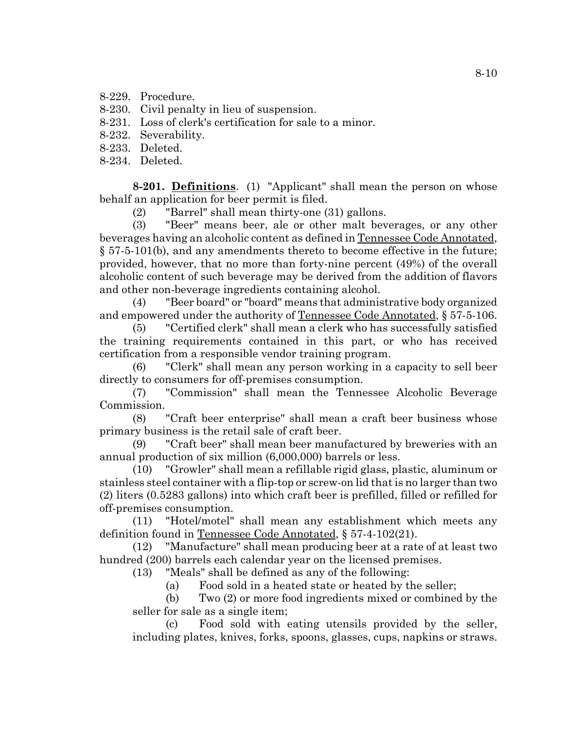8-229. Procedure.
8-230. Civil penalty in lieu of suspension.
8-231. Loss of clerk's certification for sale to a minor.
8-232. Severability.
8-233. Deleted.
8-234. Deleted.

**8-201. Definitions**. (1) "Applicant" shall mean the person on whose behalf an application for beer permit is filed.

(2) "Barrel" shall mean thirty-one (31) gallons.

(3) "Beer" means beer, ale or other malt beverages, or any other beverages having an alcoholic content as defined in Tennessee Code Annotated, § 57-5-101(b), and any amendments thereto to become effective in the future; provided, however, that no more than forty-nine percent (49%) of the overall alcoholic content of such beverage may be derived from the addition of flavors and other non-beverage ingredients containing alcohol.

(4) "Beer board" or "board" means that administrative body organized and empowered under the authority of Tennessee Code Annotated, § 57-5-106.

(5) "Certified clerk" shall mean a clerk who has successfully satisfied the training requirements contained in this part, or who has received certification from a responsible vendor training program.

(6) "Clerk" shall mean any person working in a capacity to sell beer directly to consumers for off-premises consumption.

(7) "Commission" shall mean the Tennessee Alcoholic Beverage Commission.

(8) "Craft beer enterprise" shall mean a craft beer business whose primary business is the retail sale of craft beer.

(9) "Craft beer" shall mean beer manufactured by breweries with an annual production of six million (6,000,000) barrels or less.

(10) "Growler" shall mean a refillable rigid glass, plastic, aluminum or stainless steel container with a flip-top or screw-on lid that is no larger than two (2) liters (0.5283 gallons) into which craft beer is prefilled, filled or refilled for off-premises consumption.

(11) "Hotel/motel" shall mean any establishment which meets any definition found in Tennessee Code Annotated, § 57-4-102(21).

(12) "Manufacture" shall mean producing beer at a rate of at least two hundred (200) barrels each calendar year on the licensed premises.

(13) "Meals" shall be defined as any of the following:

(a) Food sold in a heated state or heated by the seller;

(b) Two (2) or more food ingredients mixed or combined by the seller for sale as a single item;

(c) Food sold with eating utensils provided by the seller, including plates, knives, forks, spoons, glasses, cups, napkins or straws.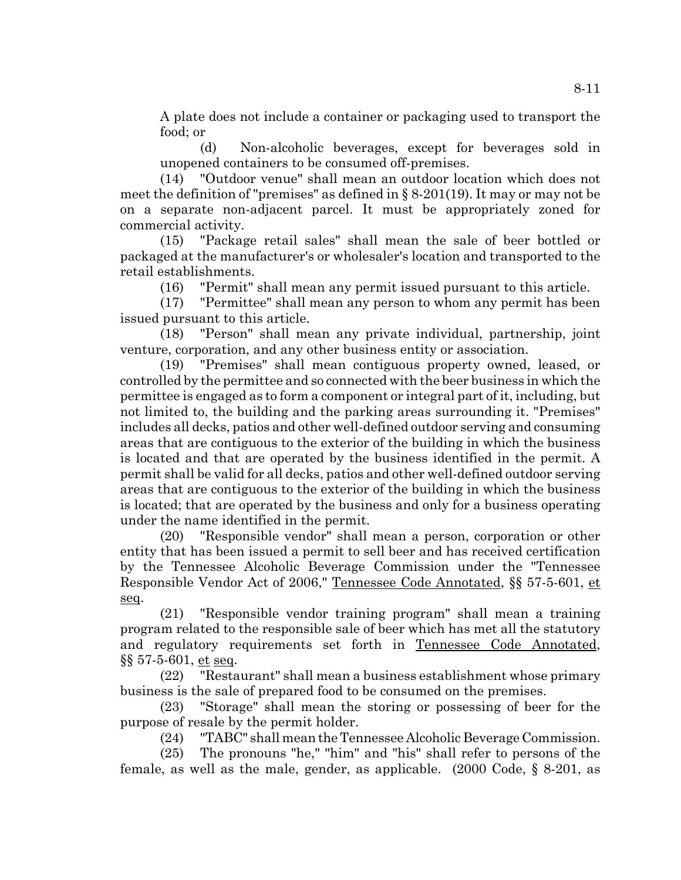A plate does not include a container or packaging used to transport the food; or

(d) Non-alcoholic beverages, except for beverages sold in unopened containers to be consumed off-premises.

(14) "Outdoor venue" shall mean an outdoor location which does not meet the definition of "premises" as defined in § 8-201(19). It may or may not be on a separate non-adjacent parcel. It must be appropriately zoned for commercial activity.

(15) "Package retail sales" shall mean the sale of beer bottled or packaged at the manufacturer's or wholesaler's location and transported to the retail establishments.

(16) "Permit" shall mean any permit issued pursuant to this article.

(17) "Permittee" shall mean any person to whom any permit has been issued pursuant to this article.

(18) "Person" shall mean any private individual, partnership, joint venture, corporation, and any other business entity or association.

(19) "Premises" shall mean contiguous property owned, leased, or controlled by the permittee and so connected with the beer business in which the permittee is engaged as to form a component or integral part of it, including, but not limited to, the building and the parking areas surrounding it. "Premises" includes all decks, patios and other well-defined outdoor serving and consuming areas that are contiguous to the exterior of the building in which the business is located and that are operated by the business identified in the permit. A permit shall be valid for all decks, patios and other well-defined outdoor serving areas that are contiguous to the exterior of the building in which the business is located; that are operated by the business and only for a business operating under the name identified in the permit.

(20) "Responsible vendor" shall mean a person, corporation or other entity that has been issued a permit to sell beer and has received certification by the Tennessee Alcoholic Beverage Commission under the "Tennessee Responsible Vendor Act of 2006," Tennessee Code Annotated, §§ 57-5-601, et seq.

(21) "Responsible vendor training program" shall mean a training program related to the responsible sale of beer which has met all the statutory and regulatory requirements set forth in Tennessee Code Annotated, §§ 57-5-601, et seq.

(22) "Restaurant" shall mean a business establishment whose primary business is the sale of prepared food to be consumed on the premises.

(23) "Storage" shall mean the storing or possessing of beer for the purpose of resale by the permit holder.

(24) "TABC" shall mean the Tennessee Alcoholic Beverage Commission.

(25) The pronouns "he," "him" and "his" shall refer to persons of the female, as well as the male, gender, as applicable. (2000 Code, § 8-201, as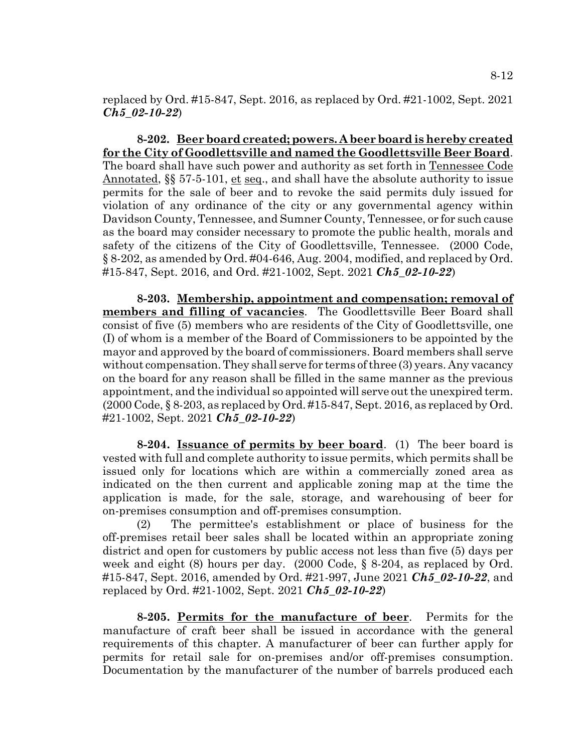replaced by Ord. #15-847, Sept. 2016, as replaced by Ord. #21-1002, Sept. 2021 ***Ch5_02-10-22***)

**8-202. <u>Beer board created; powers. A beer board is hereby created for the City of Goodlettsville and named the Goodlettsville Beer Board</u>.** The board shall have such power and authority as set forth in <u>Tennessee Code Annotated</u>, §§ 57-5-101, <u>et</u> <u>seq</u>., and shall have the absolute authority to issue permits for the sale of beer and to revoke the said permits duly issued for violation of any ordinance of the city or any governmental agency within Davidson County, Tennessee, and Sumner County, Tennessee, or for such cause as the board may consider necessary to promote the public health, morals and safety of the citizens of the City of Goodlettsville, Tennessee. (2000 Code, § 8-202, as amended by Ord. #04-646, Aug. 2004, modified, and replaced by Ord. #15-847, Sept. 2016, and Ord. #21-1002, Sept. 2021 ***Ch5_02-10-22***)

**8-203. <u>Membership, appointment and compensation; removal of members and filling of vacancies</u>.** The Goodlettsville Beer Board shall consist of five (5) members who are residents of the City of Goodlettsville, one (I) of whom is a member of the Board of Commissioners to be appointed by the mayor and approved by the board of commissioners. Board members shall serve without compensation. They shall serve for terms of three (3) years. Any vacancy on the board for any reason shall be filled in the same manner as the previous appointment, and the individual so appointed will serve out the unexpired term. (2000 Code, § 8-203, as replaced by Ord. #15-847, Sept. 2016, as replaced by Ord. #21-1002, Sept. 2021 ***Ch5_02-10-22***)

**8-204. <u>Issuance of permits by beer board</u>.** (1) The beer board is vested with full and complete authority to issue permits, which permits shall be issued only for locations which are within a commercially zoned area as indicated on the then current and applicable zoning map at the time the application is made, for the sale, storage, and warehousing of beer for on-premises consumption and off-premises consumption.

(2) The permittee's establishment or place of business for the off-premises retail beer sales shall be located within an appropriate zoning district and open for customers by public access not less than five (5) days per week and eight (8) hours per day. (2000 Code, § 8-204, as replaced by Ord. #15-847, Sept. 2016, amended by Ord. #21-997, June 2021 ***Ch5_02-10-22***, and replaced by Ord. #21-1002, Sept. 2021 ***Ch5_02-10-22***)

**8-205. <u>Permits for the manufacture of beer</u>.** Permits for the manufacture of craft beer shall be issued in accordance with the general requirements of this chapter. A manufacturer of beer can further apply for permits for retail sale for on-premises and/or off-premises consumption. Documentation by the manufacturer of the number of barrels produced each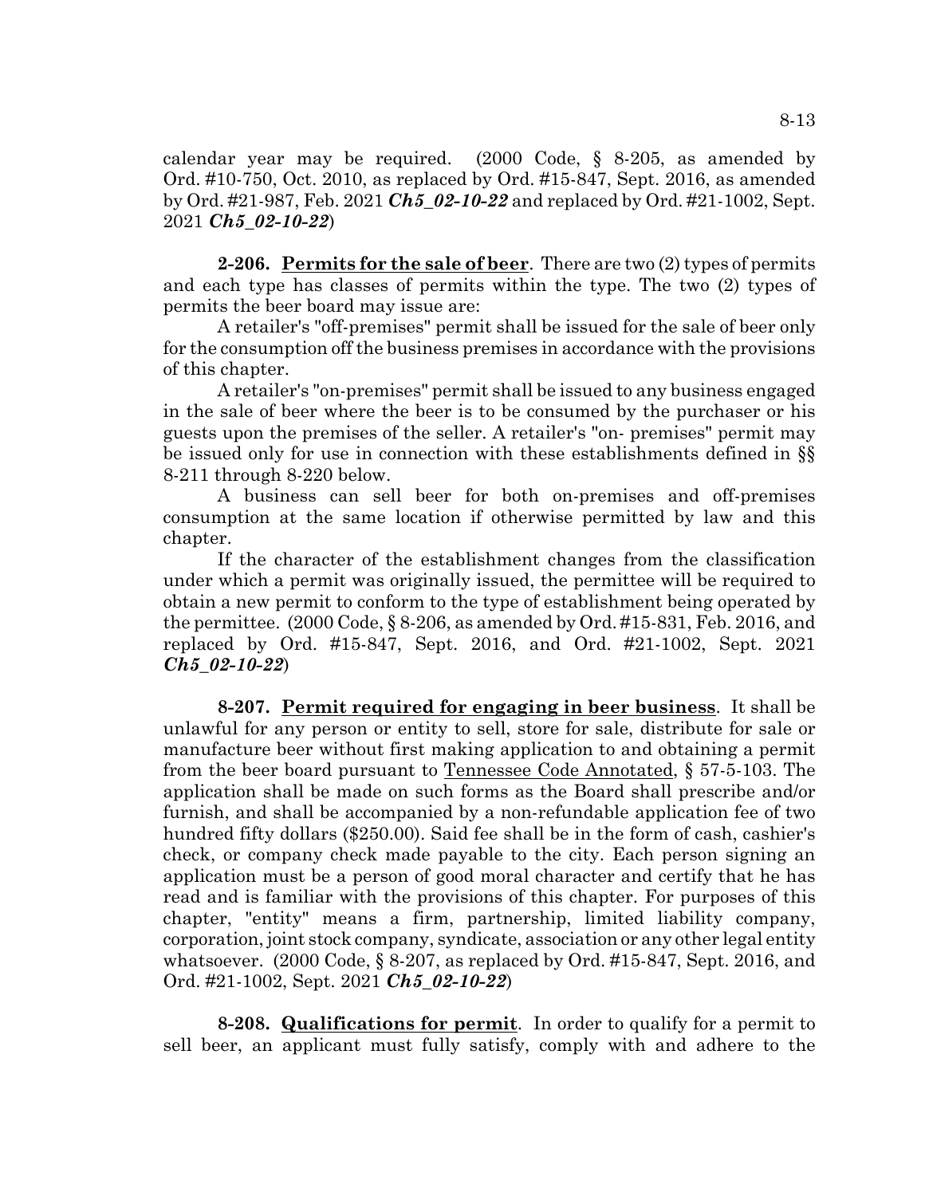calendar year may be required. (2000 Code, § 8-205, as amended by Ord. #10-750, Oct. 2010, as replaced by Ord. #15-847, Sept. 2016, as amended by Ord. #21-987, Feb. 2021 ***Ch5_02-10-22*** and replaced by Ord. #21-1002, Sept. 2021 ***Ch5_02-10-22***)

**2-206. Permits for the sale of beer**. There are two (2) types of permits and each type has classes of permits within the type. The two (2) types of permits the beer board may issue are:

A retailer's "off-premises" permit shall be issued for the sale of beer only for the consumption off the business premises in accordance with the provisions of this chapter.

A retailer's "on-premises" permit shall be issued to any business engaged in the sale of beer where the beer is to be consumed by the purchaser or his guests upon the premises of the seller. A retailer's "on- premises" permit may be issued only for use in connection with these establishments defined in §§ 8-211 through 8-220 below.

A business can sell beer for both on-premises and off-premises consumption at the same location if otherwise permitted by law and this chapter.

If the character of the establishment changes from the classification under which a permit was originally issued, the permittee will be required to obtain a new permit to conform to the type of establishment being operated by the permittee. (2000 Code, § 8-206, as amended by Ord. #15-831, Feb. 2016, and replaced by Ord. #15-847, Sept. 2016, and Ord. #21-1002, Sept. 2021 ***Ch5_02-10-22***)

**8-207. Permit required for engaging in beer business**. It shall be unlawful for any person or entity to sell, store for sale, distribute for sale or manufacture beer without first making application to and obtaining a permit from the beer board pursuant to Tennessee Code Annotated, § 57-5-103. The application shall be made on such forms as the Board shall prescribe and/or furnish, and shall be accompanied by a non-refundable application fee of two hundred fifty dollars ($250.00). Said fee shall be in the form of cash, cashier's check, or company check made payable to the city. Each person signing an application must be a person of good moral character and certify that he has read and is familiar with the provisions of this chapter. For purposes of this chapter, "entity" means a firm, partnership, limited liability company, corporation, joint stock company, syndicate, association or any other legal entity whatsoever. (2000 Code, § 8-207, as replaced by Ord. #15-847, Sept. 2016, and Ord. #21-1002, Sept. 2021 ***Ch5_02-10-22***)

**8-208. Qualifications for permit**. In order to qualify for a permit to sell beer, an applicant must fully satisfy, comply with and adhere to the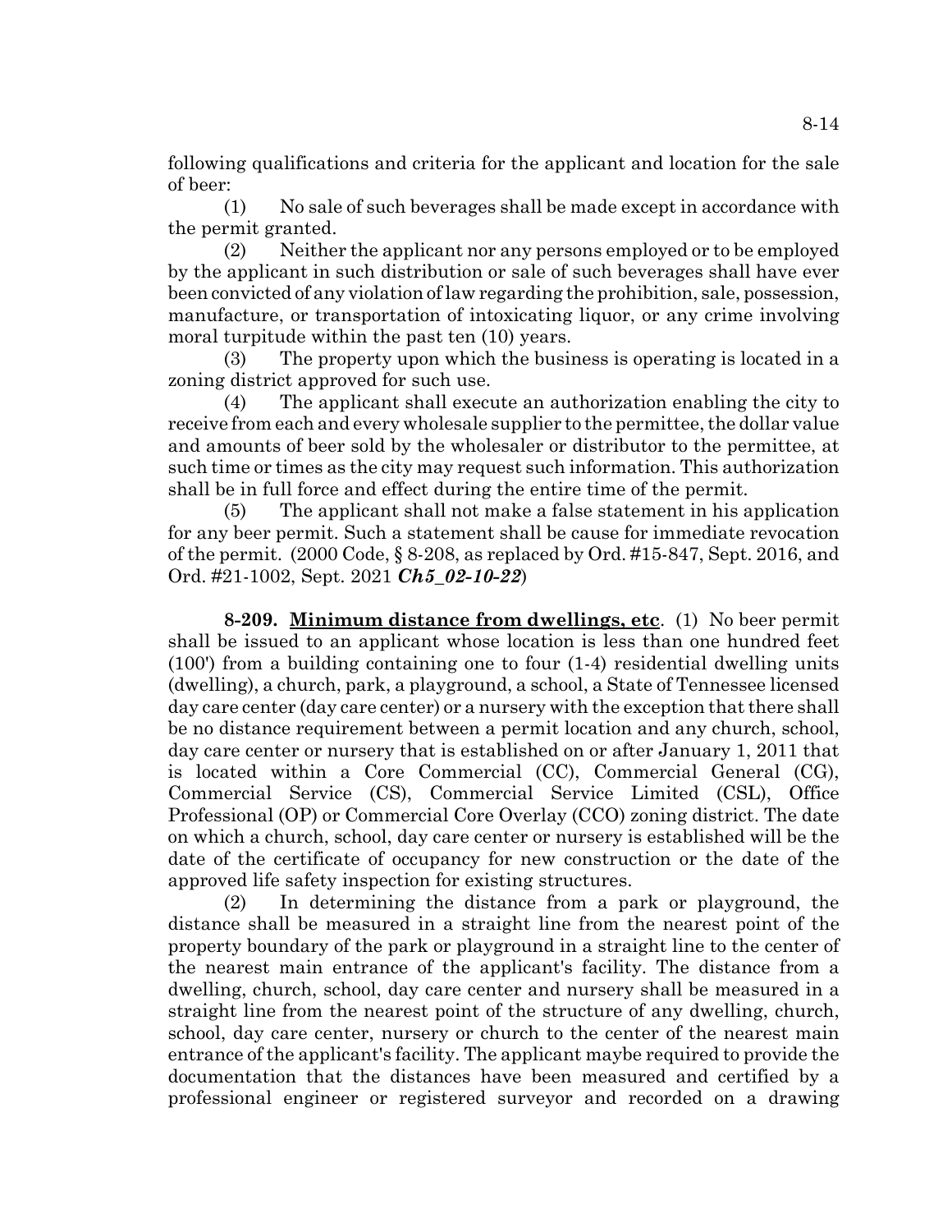following qualifications and criteria for the applicant and location for the sale of beer:

(1) No sale of such beverages shall be made except in accordance with the permit granted.

(2) Neither the applicant nor any persons employed or to be employed by the applicant in such distribution or sale of such beverages shall have ever been convicted of any violation of law regarding the prohibition, sale, possession, manufacture, or transportation of intoxicating liquor, or any crime involving moral turpitude within the past ten (10) years.

(3) The property upon which the business is operating is located in a zoning district approved for such use.

(4) The applicant shall execute an authorization enabling the city to receive from each and every wholesale supplier to the permittee, the dollar value and amounts of beer sold by the wholesaler or distributor to the permittee, at such time or times as the city may request such information. This authorization shall be in full force and effect during the entire time of the permit.

(5) The applicant shall not make a false statement in his application for any beer permit. Such a statement shall be cause for immediate revocation of the permit. (2000 Code, § 8-208, as replaced by Ord. #15-847, Sept. 2016, and Ord. #21-1002, Sept. 2021 ***Ch5_02-10-22***)

**8-209. <u>Minimum distance from dwellings, etc</u>.** (1) No beer permit shall be issued to an applicant whose location is less than one hundred feet (100') from a building containing one to four (1-4) residential dwelling units (dwelling), a church, park, a playground, a school, a State of Tennessee licensed day care center (day care center) or a nursery with the exception that there shall be no distance requirement between a permit location and any church, school, day care center or nursery that is established on or after January 1, 2011 that is located within a Core Commercial (CC), Commercial General (CG), Commercial Service (CS), Commercial Service Limited (CSL), Office Professional (OP) or Commercial Core Overlay (CCO) zoning district. The date on which a church, school, day care center or nursery is established will be the date of the certificate of occupancy for new construction or the date of the approved life safety inspection for existing structures.

(2) In determining the distance from a park or playground, the distance shall be measured in a straight line from the nearest point of the property boundary of the park or playground in a straight line to the center of the nearest main entrance of the applicant's facility. The distance from a dwelling, church, school, day care center and nursery shall be measured in a straight line from the nearest point of the structure of any dwelling, church, school, day care center, nursery or church to the center of the nearest main entrance of the applicant's facility. The applicant maybe required to provide the documentation that the distances have been measured and certified by a professional engineer or registered surveyor and recorded on a drawing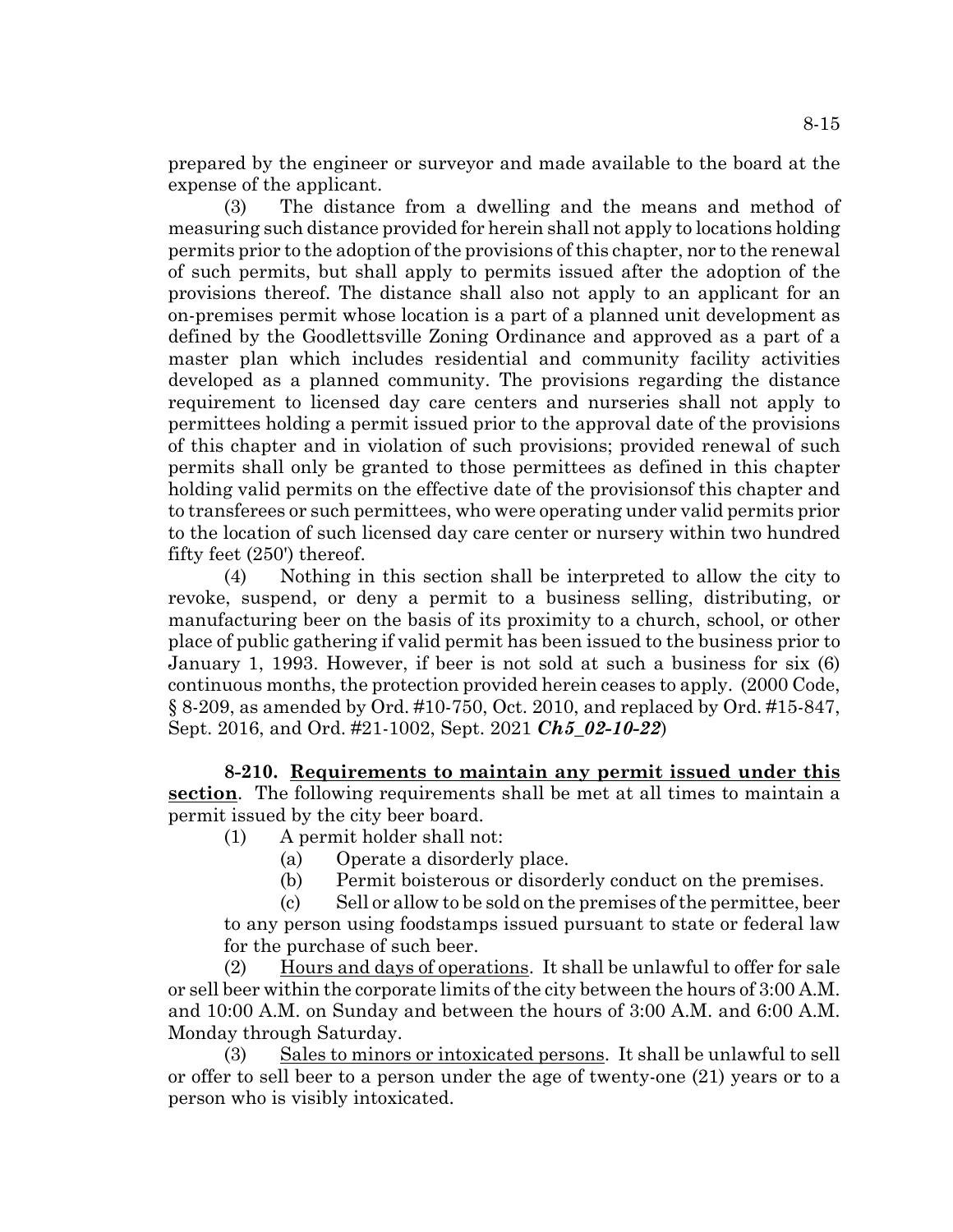prepared by the engineer or surveyor and made available to the board at the expense of the applicant.

(3) The distance from a dwelling and the means and method of measuring such distance provided for herein shall not apply to locations holding permits prior to the adoption of the provisions of this chapter, nor to the renewal of such permits, but shall apply to permits issued after the adoption of the provisions thereof. The distance shall also not apply to an applicant for an on-premises permit whose location is a part of a planned unit development as defined by the Goodlettsville Zoning Ordinance and approved as a part of a master plan which includes residential and community facility activities developed as a planned community. The provisions regarding the distance requirement to licensed day care centers and nurseries shall not apply to permittees holding a permit issued prior to the approval date of the provisions of this chapter and in violation of such provisions; provided renewal of such permits shall only be granted to those permittees as defined in this chapter holding valid permits on the effective date of the provisionsof this chapter and to transferees or such permittees, who were operating under valid permits prior to the location of such licensed day care center or nursery within two hundred fifty feet (250') thereof.

(4) Nothing in this section shall be interpreted to allow the city to revoke, suspend, or deny a permit to a business selling, distributing, or manufacturing beer on the basis of its proximity to a church, school, or other place of public gathering if valid permit has been issued to the business prior to January 1, 1993. However, if beer is not sold at such a business for six (6) continuous months, the protection provided herein ceases to apply. (2000 Code, § 8-209, as amended by Ord. #10-750, Oct. 2010, and replaced by Ord. #15-847, Sept. 2016, and Ord. #21-1002, Sept. 2021 ***Ch5_02-10-22***)

**8-210. Requirements to maintain any permit issued under this section**. The following requirements shall be met at all times to maintain a permit issued by the city beer board.

(1) A permit holder shall not:

(a) Operate a disorderly place.

(b) Permit boisterous or disorderly conduct on the premises.

(c) Sell or allow to be sold on the premises of the permittee, beer to any person using foodstamps issued pursuant to state or federal law for the purchase of such beer.

(2) Hours and days of operations. It shall be unlawful to offer for sale or sell beer within the corporate limits of the city between the hours of 3:00 A.M. and 10:00 A.M. on Sunday and between the hours of 3:00 A.M. and 6:00 A.M. Monday through Saturday.

(3) Sales to minors or intoxicated persons. It shall be unlawful to sell or offer to sell beer to a person under the age of twenty-one (21) years or to a person who is visibly intoxicated.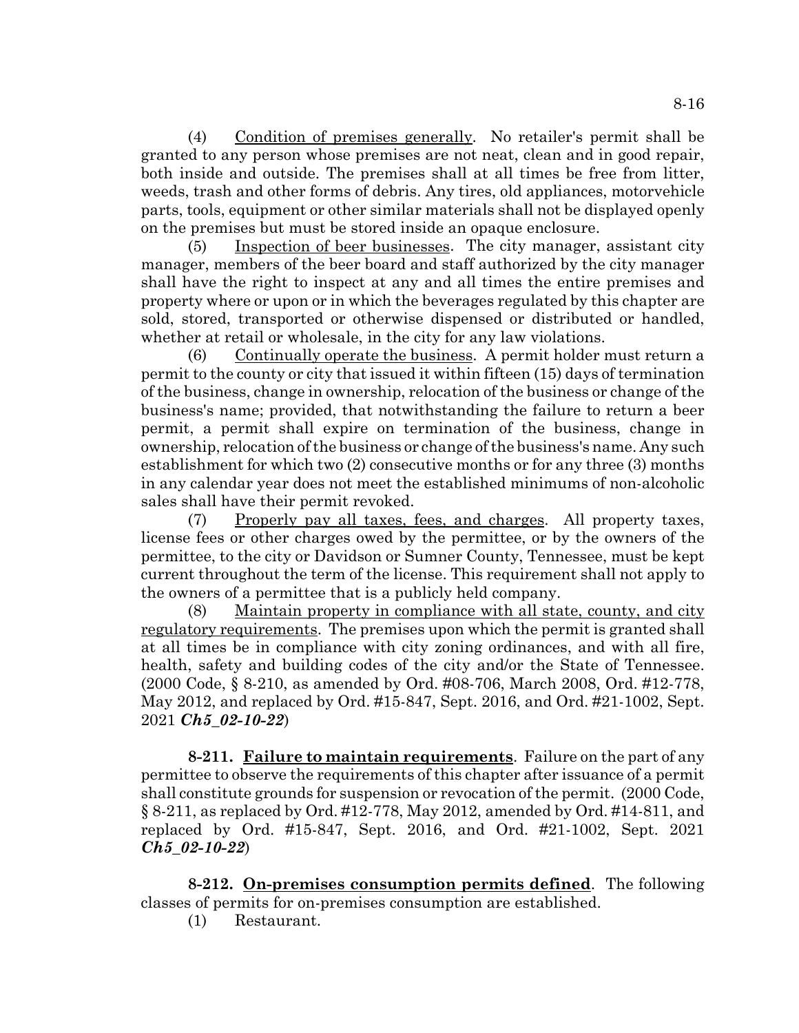(4) Condition of premises generally. No retailer's permit shall be granted to any person whose premises are not neat, clean and in good repair, both inside and outside. The premises shall at all times be free from litter, weeds, trash and other forms of debris. Any tires, old appliances, motorvehicle parts, tools, equipment or other similar materials shall not be displayed openly on the premises but must be stored inside an opaque enclosure.

(5) Inspection of beer businesses. The city manager, assistant city manager, members of the beer board and staff authorized by the city manager shall have the right to inspect at any and all times the entire premises and property where or upon or in which the beverages regulated by this chapter are sold, stored, transported or otherwise dispensed or distributed or handled, whether at retail or wholesale, in the city for any law violations.

(6) Continually operate the business. A permit holder must return a permit to the county or city that issued it within fifteen (15) days of termination of the business, change in ownership, relocation of the business or change of the business's name; provided, that notwithstanding the failure to return a beer permit, a permit shall expire on termination of the business, change in ownership, relocation of the business or change of the business's name. Any such establishment for which two (2) consecutive months or for any three (3) months in any calendar year does not meet the established minimums of non-alcoholic sales shall have their permit revoked.

(7) Properly pay all taxes, fees, and charges. All property taxes, license fees or other charges owed by the permittee, or by the owners of the permittee, to the city or Davidson or Sumner County, Tennessee, must be kept current throughout the term of the license. This requirement shall not apply to the owners of a permittee that is a publicly held company.

(8) Maintain property in compliance with all state, county, and city regulatory requirements. The premises upon which the permit is granted shall at all times be in compliance with city zoning ordinances, and with all fire, health, safety and building codes of the city and/or the State of Tennessee. (2000 Code, § 8-210, as amended by Ord. #08-706, March 2008, Ord. #12-778, May 2012, and replaced by Ord. #15-847, Sept. 2016, and Ord. #21-1002, Sept. 2021 ***Ch5_02-10-22***)

**8-211. Failure to maintain requirements**. Failure on the part of any permittee to observe the requirements of this chapter after issuance of a permit shall constitute grounds for suspension or revocation of the permit. (2000 Code, § 8-211, as replaced by Ord. #12-778, May 2012, amended by Ord. #14-811, and replaced by Ord. #15-847, Sept. 2016, and Ord. #21-1002, Sept. 2021 ***Ch5_02-10-22***)

**8-212. On-premises consumption permits defined**. The following classes of permits for on-premises consumption are established.

(1) Restaurant.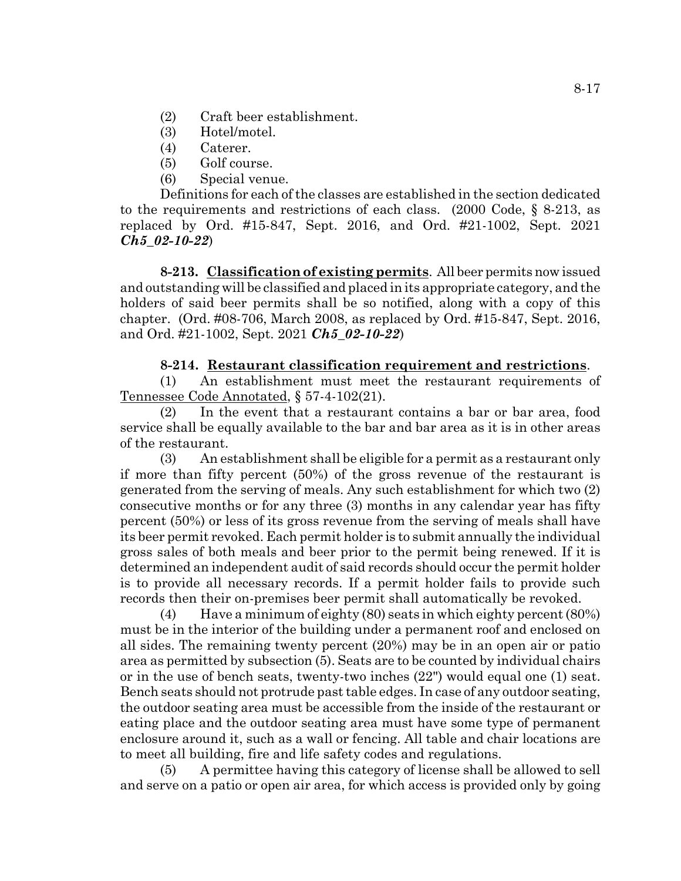(2) Craft beer establishment.

(3) Hotel/motel.

(4) Caterer.

(5) Golf course.

(6) Special venue.

Definitions for each of the classes are established in the section dedicated to the requirements and restrictions of each class. (2000 Code, § 8-213, as replaced by Ord. #15-847, Sept. 2016, and Ord. #21-1002, Sept. 2021 ***Ch5_02-10-22***)

**8-213. Classification of existing permits**. All beer permits now issued and outstanding will be classified and placed in its appropriate category, and the holders of said beer permits shall be so notified, along with a copy of this chapter. (Ord. #08-706, March 2008, as replaced by Ord. #15-847, Sept. 2016, and Ord. #21-1002, Sept. 2021 ***Ch5_02-10-22***)

**8-214. Restaurant classification requirement and restrictions**.

(1) An establishment must meet the restaurant requirements of Tennessee Code Annotated, § 57-4-102(21).

(2) In the event that a restaurant contains a bar or bar area, food service shall be equally available to the bar and bar area as it is in other areas of the restaurant.

(3) An establishment shall be eligible for a permit as a restaurant only if more than fifty percent (50%) of the gross revenue of the restaurant is generated from the serving of meals. Any such establishment for which two (2) consecutive months or for any three (3) months in any calendar year has fifty percent (50%) or less of its gross revenue from the serving of meals shall have its beer permit revoked. Each permit holder is to submit annually the individual gross sales of both meals and beer prior to the permit being renewed. If it is determined an independent audit of said records should occur the permit holder is to provide all necessary records. If a permit holder fails to provide such records then their on-premises beer permit shall automatically be revoked.

(4) Have a minimum of eighty (80) seats in which eighty percent (80%) must be in the interior of the building under a permanent roof and enclosed on all sides. The remaining twenty percent (20%) may be in an open air or patio area as permitted by subsection (5). Seats are to be counted by individual chairs or in the use of bench seats, twenty-two inches (22") would equal one (1) seat. Bench seats should not protrude past table edges. In case of any outdoor seating, the outdoor seating area must be accessible from the inside of the restaurant or eating place and the outdoor seating area must have some type of permanent enclosure around it, such as a wall or fencing. All table and chair locations are to meet all building, fire and life safety codes and regulations.

(5) A permittee having this category of license shall be allowed to sell and serve on a patio or open air area, for which access is provided only by going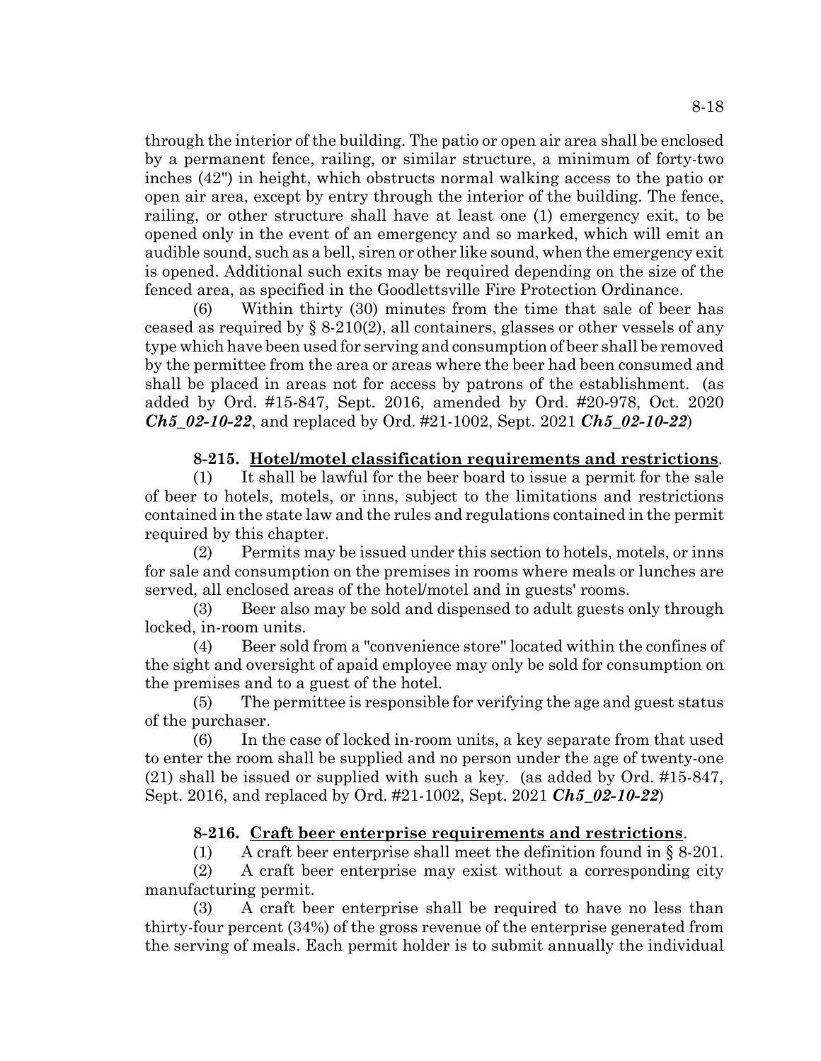through the interior of the building. The patio or open air area shall be enclosed by a permanent fence, railing, or similar structure, a minimum of forty-two inches (42") in height, which obstructs normal walking access to the patio or open air area, except by entry through the interior of the building. The fence, railing, or other structure shall have at least one (1) emergency exit, to be opened only in the event of an emergency and so marked, which will emit an audible sound, such as a bell, siren or other like sound, when the emergency exit is opened. Additional such exits may be required depending on the size of the fenced area, as specified in the Goodlettsville Fire Protection Ordinance.

(6) Within thirty (30) minutes from the time that sale of beer has ceased as required by § 8-210(2), all containers, glasses or other vessels of any type which have been used for serving and consumption of beer shall be removed by the permittee from the area or areas where the beer had been consumed and shall be placed in areas not for access by patrons of the establishment. (as added by Ord. #15-847, Sept. 2016, amended by Ord. #20-978, Oct. 2020 ***Ch5_02-10-22***, and replaced by Ord. #21-1002, Sept. 2021 ***Ch5_02-10-22***)

**8-215. Hotel/motel classification requirements and restrictions**.

(1) It shall be lawful for the beer board to issue a permit for the sale of beer to hotels, motels, or inns, subject to the limitations and restrictions contained in the state law and the rules and regulations contained in the permit required by this chapter.

(2) Permits may be issued under this section to hotels, motels, or inns for sale and consumption on the premises in rooms where meals or lunches are served, all enclosed areas of the hotel/motel and in guests' rooms.

(3) Beer also may be sold and dispensed to adult guests only through locked, in-room units.

(4) Beer sold from a "convenience store" located within the confines of the sight and oversight of apaid employee may only be sold for consumption on the premises and to a guest of the hotel.

(5) The permittee is responsible for verifying the age and guest status of the purchaser.

(6) In the case of locked in-room units, a key separate from that used to enter the room shall be supplied and no person under the age of twenty-one (21) shall be issued or supplied with such a key. (as added by Ord. #15-847, Sept. 2016, and replaced by Ord. #21-1002, Sept. 2021 ***Ch5_02-10-22***)

**8-216. Craft beer enterprise requirements and restrictions**.

(1) A craft beer enterprise shall meet the definition found in § 8-201.

(2) A craft beer enterprise may exist without a corresponding city manufacturing permit.

(3) A craft beer enterprise shall be required to have no less than thirty-four percent (34%) of the gross revenue of the enterprise generated from the serving of meals. Each permit holder is to submit annually the individual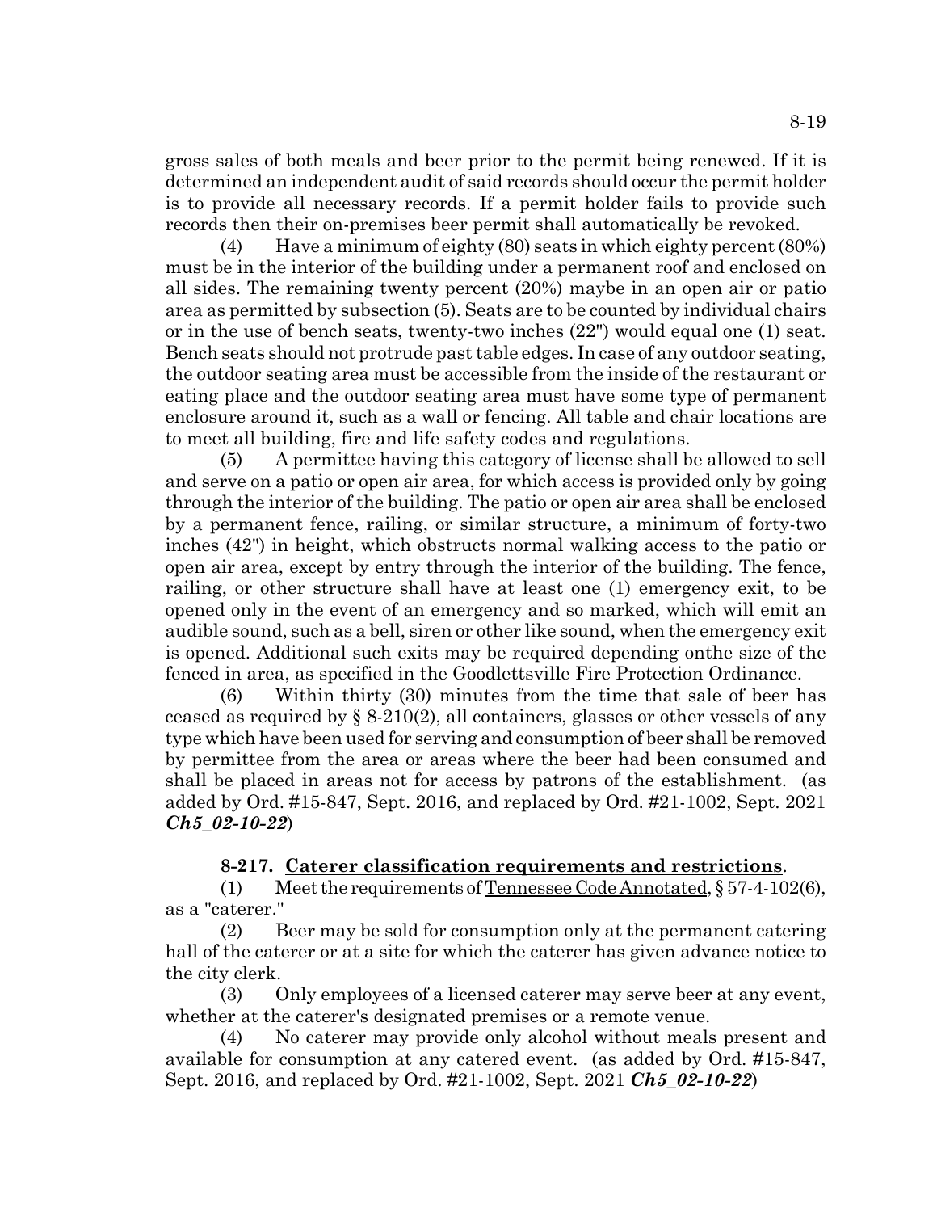gross sales of both meals and beer prior to the permit being renewed. If it is determined an independent audit of said records should occur the permit holder is to provide all necessary records. If a permit holder fails to provide such records then their on-premises beer permit shall automatically be revoked.

(4) Have a minimum of eighty (80) seats in which eighty percent (80%) must be in the interior of the building under a permanent roof and enclosed on all sides. The remaining twenty percent (20%) maybe in an open air or patio area as permitted by subsection (5). Seats are to be counted by individual chairs or in the use of bench seats, twenty-two inches (22") would equal one (1) seat. Bench seats should not protrude past table edges. In case of any outdoor seating, the outdoor seating area must be accessible from the inside of the restaurant or eating place and the outdoor seating area must have some type of permanent enclosure around it, such as a wall or fencing. All table and chair locations are to meet all building, fire and life safety codes and regulations.

(5) A permittee having this category of license shall be allowed to sell and serve on a patio or open air area, for which access is provided only by going through the interior of the building. The patio or open air area shall be enclosed by a permanent fence, railing, or similar structure, a minimum of forty-two inches (42") in height, which obstructs normal walking access to the patio or open air area, except by entry through the interior of the building. The fence, railing, or other structure shall have at least one (1) emergency exit, to be opened only in the event of an emergency and so marked, which will emit an audible sound, such as a bell, siren or other like sound, when the emergency exit is opened. Additional such exits may be required depending onthe size of the fenced in area, as specified in the Goodlettsville Fire Protection Ordinance.

(6) Within thirty (30) minutes from the time that sale of beer has ceased as required by § 8-210(2), all containers, glasses or other vessels of any type which have been used for serving and consumption of beer shall be removed by permittee from the area or areas where the beer had been consumed and shall be placed in areas not for access by patrons of the establishment. (as added by Ord. #15-847, Sept. 2016, and replaced by Ord. #21-1002, Sept. 2021 ***Ch5_02-10-22***)

**8-217. Caterer classification requirements and restrictions**.

(1) Meet the requirements of Tennessee Code Annotated, § 57-4-102(6), as a "caterer."

(2) Beer may be sold for consumption only at the permanent catering hall of the caterer or at a site for which the caterer has given advance notice to the city clerk.

(3) Only employees of a licensed caterer may serve beer at any event, whether at the caterer's designated premises or a remote venue.

(4) No caterer may provide only alcohol without meals present and available for consumption at any catered event. (as added by Ord. #15-847, Sept. 2016, and replaced by Ord. #21-1002, Sept. 2021 ***Ch5_02-10-22***)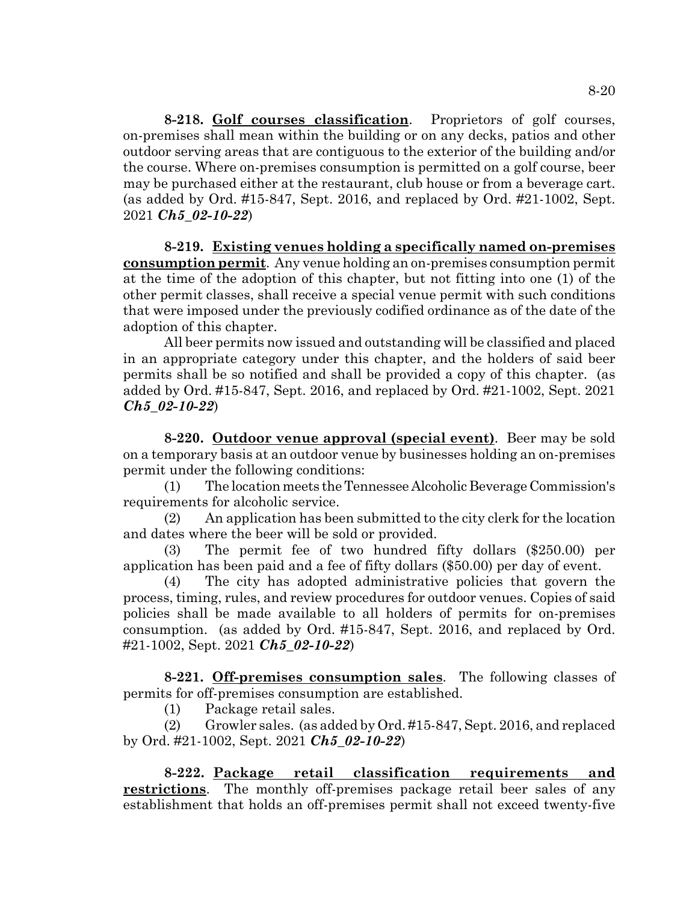**8-218. Golf courses classification**. Proprietors of golf courses, on-premises shall mean within the building or on any decks, patios and other outdoor serving areas that are contiguous to the exterior of the building and/or the course. Where on-premises consumption is permitted on a golf course, beer may be purchased either at the restaurant, club house or from a beverage cart. (as added by Ord. #15-847, Sept. 2016, and replaced by Ord. #21-1002, Sept. 2021 ***Ch5_02-10-22***)

**8-219. Existing venues holding a specifically named on-premises consumption permit**. Any venue holding an on-premises consumption permit at the time of the adoption of this chapter, but not fitting into one (1) of the other permit classes, shall receive a special venue permit with such conditions that were imposed under the previously codified ordinance as of the date of the adoption of this chapter.

All beer permits now issued and outstanding will be classified and placed in an appropriate category under this chapter, and the holders of said beer permits shall be so notified and shall be provided a copy of this chapter. (as added by Ord. #15-847, Sept. 2016, and replaced by Ord. #21-1002, Sept. 2021 ***Ch5_02-10-22***)

**8-220. Outdoor venue approval (special event)**. Beer may be sold on a temporary basis at an outdoor venue by businesses holding an on-premises permit under the following conditions:

(1) The location meets the Tennessee Alcoholic Beverage Commission's requirements for alcoholic service.

(2) An application has been submitted to the city clerk for the location and dates where the beer will be sold or provided.

(3) The permit fee of two hundred fifty dollars ($250.00) per application has been paid and a fee of fifty dollars ($50.00) per day of event.

(4) The city has adopted administrative policies that govern the process, timing, rules, and review procedures for outdoor venues. Copies of said policies shall be made available to all holders of permits for on-premises consumption. (as added by Ord. #15-847, Sept. 2016, and replaced by Ord. #21-1002, Sept. 2021 ***Ch5_02-10-22***)

**8-221. Off-premises consumption sales**. The following classes of permits for off-premises consumption are established.

(1) Package retail sales.

(2) Growler sales. (as added by Ord. #15-847, Sept. 2016, and replaced by Ord. #21-1002, Sept. 2021 ***Ch5_02-10-22***)

**8-222. Package retail classification requirements and restrictions**. The monthly off-premises package retail beer sales of any establishment that holds an off-premises permit shall not exceed twenty-five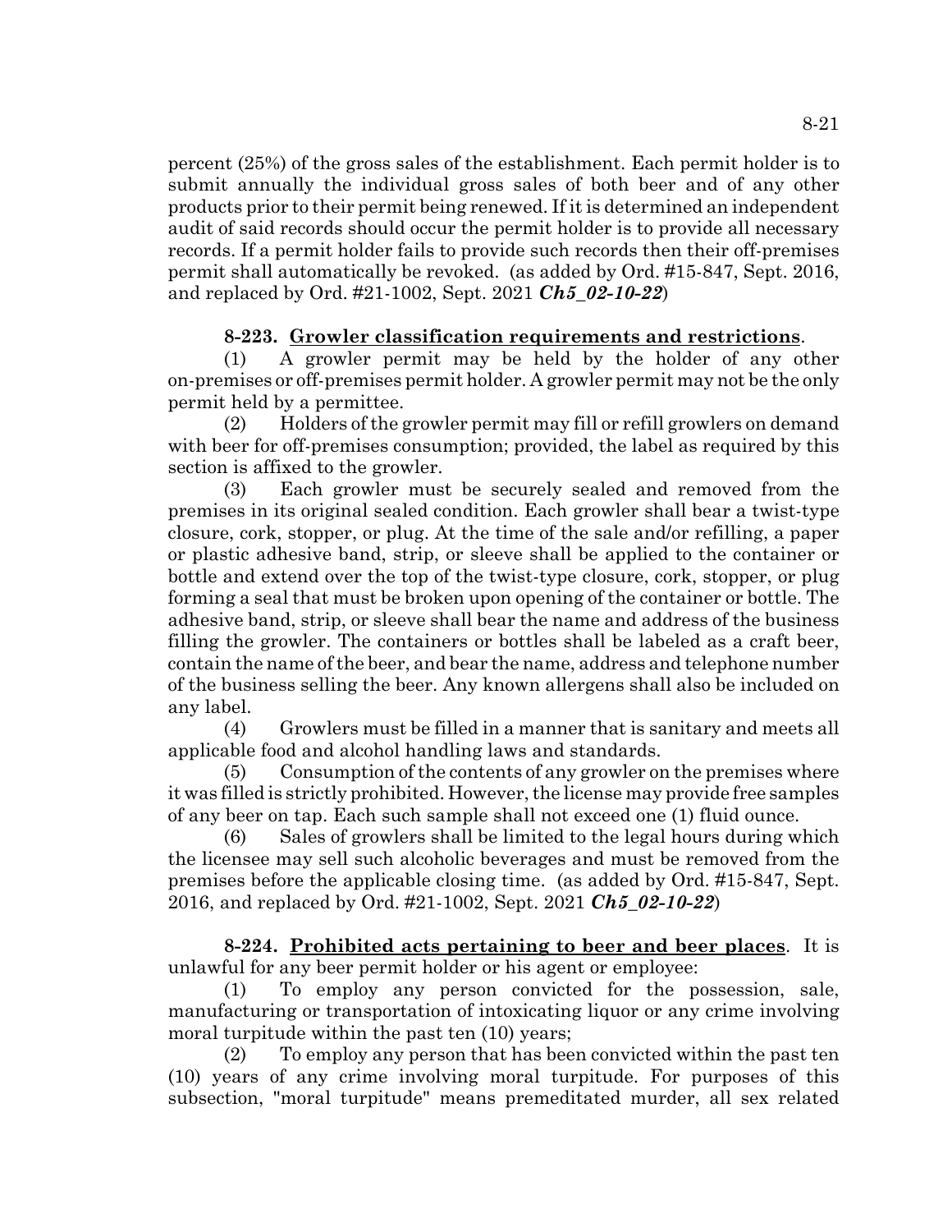percent (25%) of the gross sales of the establishment. Each permit holder is to submit annually the individual gross sales of both beer and of any other products prior to their permit being renewed. If it is determined an independent audit of said records should occur the permit holder is to provide all necessary records. If a permit holder fails to provide such records then their off-premises permit shall automatically be revoked. (as added by Ord. #15-847, Sept. 2016, and replaced by Ord. #21-1002, Sept. 2021 ***Ch5_02-10-22***)

**8-223. Growler classification requirements and restrictions**.

(1) A growler permit may be held by the holder of any other on-premises or off-premises permit holder. A growler permit may not be the only permit held by a permittee.

(2) Holders of the growler permit may fill or refill growlers on demand with beer for off-premises consumption; provided, the label as required by this section is affixed to the growler.

(3) Each growler must be securely sealed and removed from the premises in its original sealed condition. Each growler shall bear a twist-type closure, cork, stopper, or plug. At the time of the sale and/or refilling, a paper or plastic adhesive band, strip, or sleeve shall be applied to the container or bottle and extend over the top of the twist-type closure, cork, stopper, or plug forming a seal that must be broken upon opening of the container or bottle. The adhesive band, strip, or sleeve shall bear the name and address of the business filling the growler. The containers or bottles shall be labeled as a craft beer, contain the name of the beer, and bear the name, address and telephone number of the business selling the beer. Any known allergens shall also be included on any label.

(4) Growlers must be filled in a manner that is sanitary and meets all applicable food and alcohol handling laws and standards.

(5) Consumption of the contents of any growler on the premises where it was filled is strictly prohibited. However, the license may provide free samples of any beer on tap. Each such sample shall not exceed one (1) fluid ounce.

(6) Sales of growlers shall be limited to the legal hours during which the licensee may sell such alcoholic beverages and must be removed from the premises before the applicable closing time. (as added by Ord. #15-847, Sept. 2016, and replaced by Ord. #21-1002, Sept. 2021 ***Ch5_02-10-22***)

**8-224. Prohibited acts pertaining to beer and beer places**. It is unlawful for any beer permit holder or his agent or employee:

(1) To employ any person convicted for the possession, sale, manufacturing or transportation of intoxicating liquor or any crime involving moral turpitude within the past ten (10) years;

(2) To employ any person that has been convicted within the past ten (10) years of any crime involving moral turpitude. For purposes of this subsection, "moral turpitude" means premeditated murder, all sex related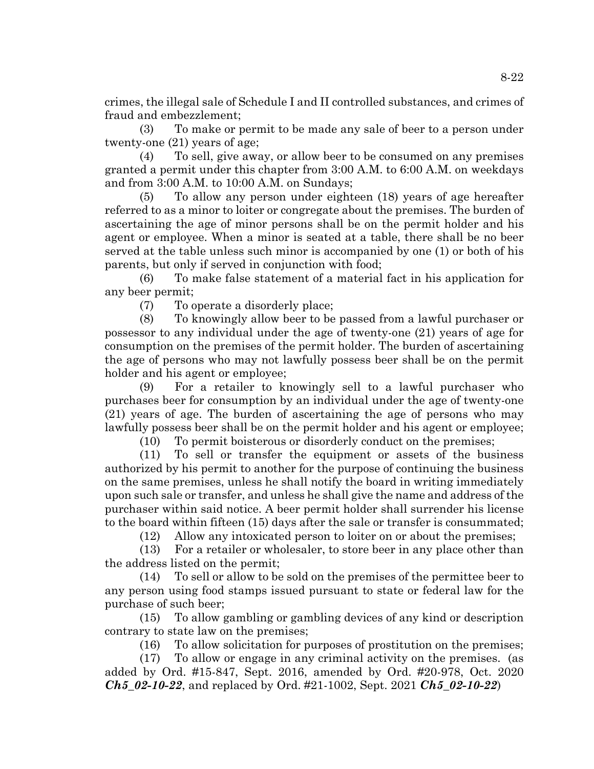crimes, the illegal sale of Schedule I and II controlled substances, and crimes of fraud and embezzlement;

(3) To make or permit to be made any sale of beer to a person under twenty-one (21) years of age;

(4) To sell, give away, or allow beer to be consumed on any premises granted a permit under this chapter from 3:00 A.M. to 6:00 A.M. on weekdays and from 3:00 A.M. to 10:00 A.M. on Sundays;

(5) To allow any person under eighteen (18) years of age hereafter referred to as a minor to loiter or congregate about the premises. The burden of ascertaining the age of minor persons shall be on the permit holder and his agent or employee. When a minor is seated at a table, there shall be no beer served at the table unless such minor is accompanied by one (1) or both of his parents, but only if served in conjunction with food;

(6) To make false statement of a material fact in his application for any beer permit;

(7) To operate a disorderly place;

(8) To knowingly allow beer to be passed from a lawful purchaser or possessor to any individual under the age of twenty-one (21) years of age for consumption on the premises of the permit holder. The burden of ascertaining the age of persons who may not lawfully possess beer shall be on the permit holder and his agent or employee;

(9) For a retailer to knowingly sell to a lawful purchaser who purchases beer for consumption by an individual under the age of twenty-one (21) years of age. The burden of ascertaining the age of persons who may lawfully possess beer shall be on the permit holder and his agent or employee;

(10) To permit boisterous or disorderly conduct on the premises;

(11) To sell or transfer the equipment or assets of the business authorized by his permit to another for the purpose of continuing the business on the same premises, unless he shall notify the board in writing immediately upon such sale or transfer, and unless he shall give the name and address of the purchaser within said notice. A beer permit holder shall surrender his license to the board within fifteen (15) days after the sale or transfer is consummated;

(12) Allow any intoxicated person to loiter on or about the premises;

(13) For a retailer or wholesaler, to store beer in any place other than the address listed on the permit;

(14) To sell or allow to be sold on the premises of the permittee beer to any person using food stamps issued pursuant to state or federal law for the purchase of such beer;

(15) To allow gambling or gambling devices of any kind or description contrary to state law on the premises;

(16) To allow solicitation for purposes of prostitution on the premises;

(17) To allow or engage in any criminal activity on the premises. (as added by Ord. #15-847, Sept. 2016, amended by Ord. #20-978, Oct. 2020 ***Ch5_02-10-22***, and replaced by Ord. #21-1002, Sept. 2021 ***Ch5_02-10-22***)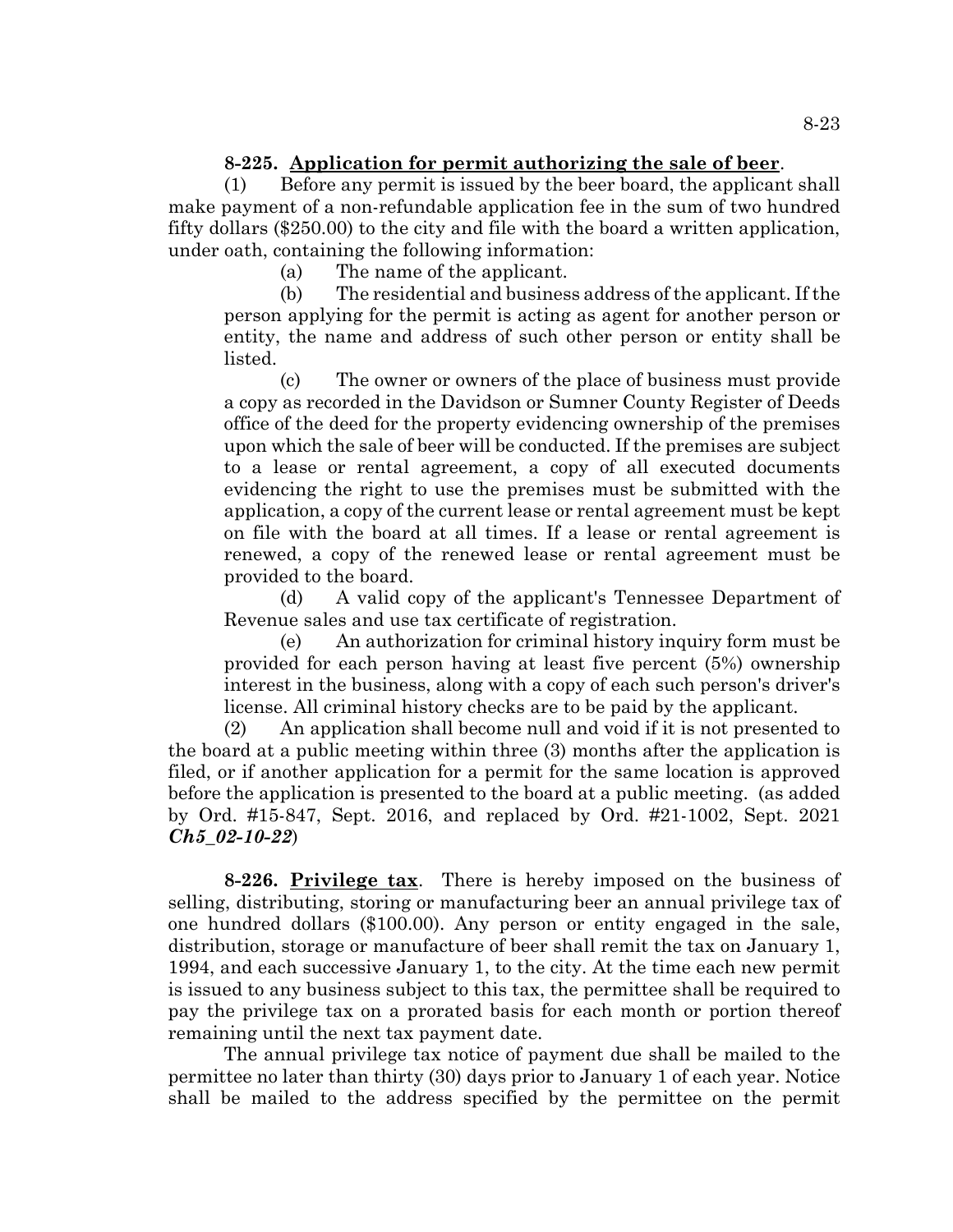**8-225. Application for permit authorizing the sale of beer**.

(1) Before any permit is issued by the beer board, the applicant shall make payment of a non-refundable application fee in the sum of two hundred fifty dollars ($250.00) to the city and file with the board a written application, under oath, containing the following information:

(a) The name of the applicant.

(b) The residential and business address of the applicant. If the person applying for the permit is acting as agent for another person or entity, the name and address of such other person or entity shall be listed.

(c) The owner or owners of the place of business must provide a copy as recorded in the Davidson or Sumner County Register of Deeds office of the deed for the property evidencing ownership of the premises upon which the sale of beer will be conducted. If the premises are subject to a lease or rental agreement, a copy of all executed documents evidencing the right to use the premises must be submitted with the application, a copy of the current lease or rental agreement must be kept on file with the board at all times. If a lease or rental agreement is renewed, a copy of the renewed lease or rental agreement must be provided to the board.

(d) A valid copy of the applicant's Tennessee Department of Revenue sales and use tax certificate of registration.

(e) An authorization for criminal history inquiry form must be provided for each person having at least five percent (5%) ownership interest in the business, along with a copy of each such person's driver's license. All criminal history checks are to be paid by the applicant.

(2) An application shall become null and void if it is not presented to the board at a public meeting within three (3) months after the application is filed, or if another application for a permit for the same location is approved before the application is presented to the board at a public meeting. (as added by Ord. #15-847, Sept. 2016, and replaced by Ord. #21-1002, Sept. 2021 ***Ch5_02-10-22***)

**8-226. Privilege tax**. There is hereby imposed on the business of selling, distributing, storing or manufacturing beer an annual privilege tax of one hundred dollars ($100.00). Any person or entity engaged in the sale, distribution, storage or manufacture of beer shall remit the tax on January 1, 1994, and each successive January 1, to the city. At the time each new permit is issued to any business subject to this tax, the permittee shall be required to pay the privilege tax on a prorated basis for each month or portion thereof remaining until the next tax payment date.

The annual privilege tax notice of payment due shall be mailed to the permittee no later than thirty (30) days prior to January 1 of each year. Notice shall be mailed to the address specified by the permittee on the permit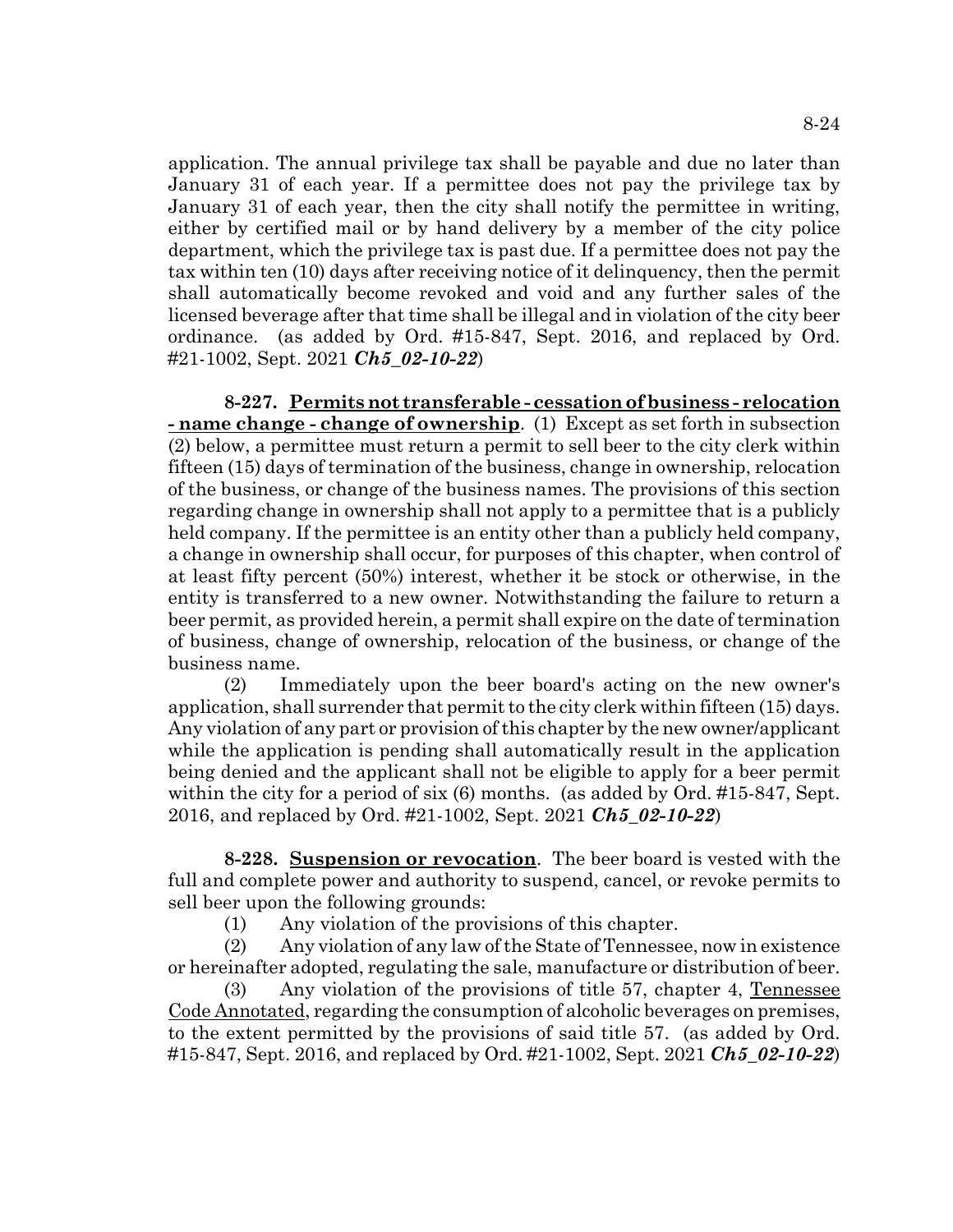application. The annual privilege tax shall be payable and due no later than January 31 of each year. If a permittee does not pay the privilege tax by January 31 of each year, then the city shall notify the permittee in writing, either by certified mail or by hand delivery by a member of the city police department, which the privilege tax is past due. If a permittee does not pay the tax within ten (10) days after receiving notice of it delinquency, then the permit shall automatically become revoked and void and any further sales of the licensed beverage after that time shall be illegal and in violation of the city beer ordinance. (as added by Ord. #15-847, Sept. 2016, and replaced by Ord. #21-1002, Sept. 2021 ***Ch5_02-10-22***)

**8-227. Permits not transferable - cessation of business - relocation - name change - change of ownership**. (1) Except as set forth in subsection (2) below, a permittee must return a permit to sell beer to the city clerk within fifteen (15) days of termination of the business, change in ownership, relocation of the business, or change of the business names. The provisions of this section regarding change in ownership shall not apply to a permittee that is a publicly held company. If the permittee is an entity other than a publicly held company, a change in ownership shall occur, for purposes of this chapter, when control of at least fifty percent (50%) interest, whether it be stock or otherwise, in the entity is transferred to a new owner. Notwithstanding the failure to return a beer permit, as provided herein, a permit shall expire on the date of termination of business, change of ownership, relocation of the business, or change of the business name.

(2) Immediately upon the beer board's acting on the new owner's application, shall surrender that permit to the city clerk within fifteen (15) days. Any violation of any part or provision of this chapter by the new owner/applicant while the application is pending shall automatically result in the application being denied and the applicant shall not be eligible to apply for a beer permit within the city for a period of six (6) months. (as added by Ord. #15-847, Sept. 2016, and replaced by Ord. #21-1002, Sept. 2021 ***Ch5_02-10-22***)

**8-228. Suspension or revocation**. The beer board is vested with the full and complete power and authority to suspend, cancel, or revoke permits to sell beer upon the following grounds:

(1) Any violation of the provisions of this chapter.

(2) Any violation of any law of the State of Tennessee, now in existence or hereinafter adopted, regulating the sale, manufacture or distribution of beer.

(3) Any violation of the provisions of title 57, chapter 4, Tennessee Code Annotated, regarding the consumption of alcoholic beverages on premises, to the extent permitted by the provisions of said title 57. (as added by Ord. #15-847, Sept. 2016, and replaced by Ord. #21-1002, Sept. 2021 ***Ch5_02-10-22***)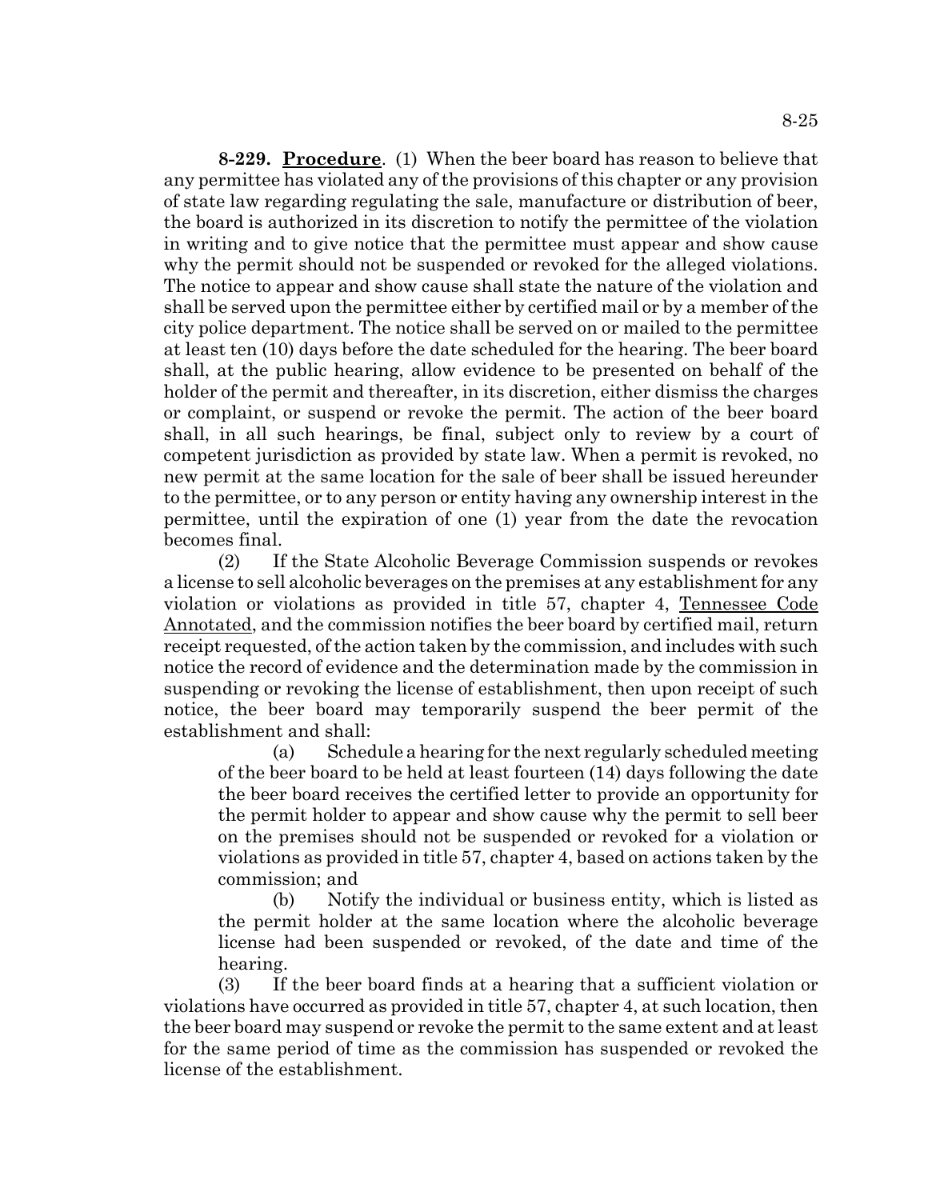**8-229. Procedure**. (1) When the beer board has reason to believe that any permittee has violated any of the provisions of this chapter or any provision of state law regarding regulating the sale, manufacture or distribution of beer, the board is authorized in its discretion to notify the permittee of the violation in writing and to give notice that the permittee must appear and show cause why the permit should not be suspended or revoked for the alleged violations. The notice to appear and show cause shall state the nature of the violation and shall be served upon the permittee either by certified mail or by a member of the city police department. The notice shall be served on or mailed to the permittee at least ten (10) days before the date scheduled for the hearing. The beer board shall, at the public hearing, allow evidence to be presented on behalf of the holder of the permit and thereafter, in its discretion, either dismiss the charges or complaint, or suspend or revoke the permit. The action of the beer board shall, in all such hearings, be final, subject only to review by a court of competent jurisdiction as provided by state law. When a permit is revoked, no new permit at the same location for the sale of beer shall be issued hereunder to the permittee, or to any person or entity having any ownership interest in the permittee, until the expiration of one (1) year from the date the revocation becomes final.

(2) If the State Alcoholic Beverage Commission suspends or revokes a license to sell alcoholic beverages on the premises at any establishment for any violation or violations as provided in title 57, chapter 4, Tennessee Code Annotated, and the commission notifies the beer board by certified mail, return receipt requested, of the action taken by the commission, and includes with such notice the record of evidence and the determination made by the commission in suspending or revoking the license of establishment, then upon receipt of such notice, the beer board may temporarily suspend the beer permit of the establishment and shall:

(a) Schedule a hearing for the next regularly scheduled meeting of the beer board to be held at least fourteen (14) days following the date the beer board receives the certified letter to provide an opportunity for the permit holder to appear and show cause why the permit to sell beer on the premises should not be suspended or revoked for a violation or violations as provided in title 57, chapter 4, based on actions taken by the commission; and

(b) Notify the individual or business entity, which is listed as the permit holder at the same location where the alcoholic beverage license had been suspended or revoked, of the date and time of the hearing.

(3) If the beer board finds at a hearing that a sufficient violation or violations have occurred as provided in title 57, chapter 4, at such location, then the beer board may suspend or revoke the permit to the same extent and at least for the same period of time as the commission has suspended or revoked the license of the establishment.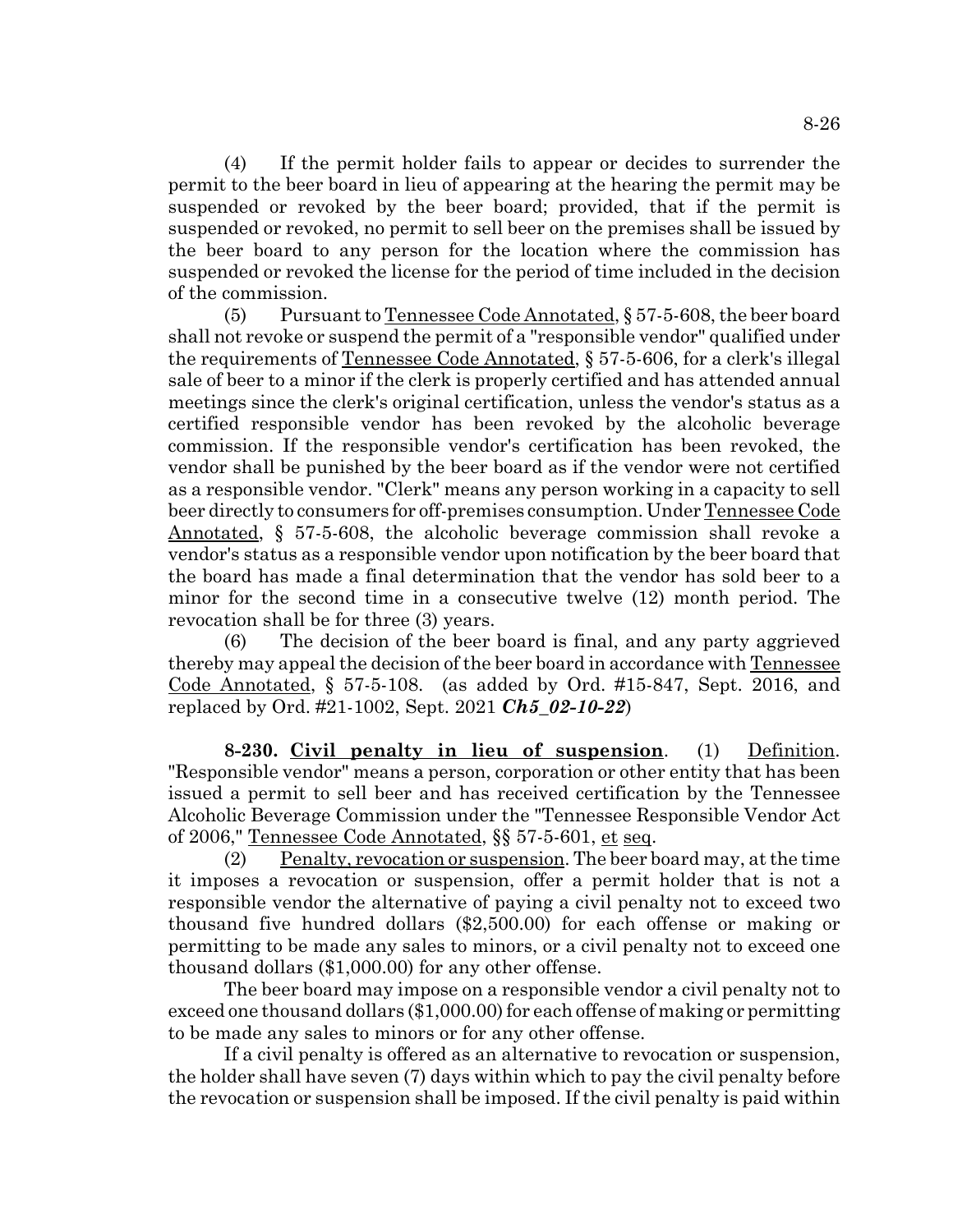(4) If the permit holder fails to appear or decides to surrender the permit to the beer board in lieu of appearing at the hearing the permit may be suspended or revoked by the beer board; provided, that if the permit is suspended or revoked, no permit to sell beer on the premises shall be issued by the beer board to any person for the location where the commission has suspended or revoked the license for the period of time included in the decision of the commission.

(5) Pursuant to Tennessee Code Annotated, § 57-5-608, the beer board shall not revoke or suspend the permit of a "responsible vendor" qualified under the requirements of Tennessee Code Annotated, § 57-5-606, for a clerk's illegal sale of beer to a minor if the clerk is properly certified and has attended annual meetings since the clerk's original certification, unless the vendor's status as a certified responsible vendor has been revoked by the alcoholic beverage commission. If the responsible vendor's certification has been revoked, the vendor shall be punished by the beer board as if the vendor were not certified as a responsible vendor. "Clerk" means any person working in a capacity to sell beer directly to consumers for off-premises consumption. Under Tennessee Code Annotated, § 57-5-608, the alcoholic beverage commission shall revoke a vendor's status as a responsible vendor upon notification by the beer board that the board has made a final determination that the vendor has sold beer to a minor for the second time in a consecutive twelve (12) month period. The revocation shall be for three (3) years.

(6) The decision of the beer board is final, and any party aggrieved thereby may appeal the decision of the beer board in accordance with Tennessee Code Annotated, § 57-5-108. (as added by Ord. #15-847, Sept. 2016, and replaced by Ord. #21-1002, Sept. 2021 ***Ch5_02-10-22***)

**8-230. Civil penalty in lieu of suspension**. (1) Definition. "Responsible vendor" means a person, corporation or other entity that has been issued a permit to sell beer and has received certification by the Tennessee Alcoholic Beverage Commission under the "Tennessee Responsible Vendor Act of 2006," Tennessee Code Annotated, §§ 57-5-601, et seq.

(2) Penalty, revocation or suspension. The beer board may, at the time it imposes a revocation or suspension, offer a permit holder that is not a responsible vendor the alternative of paying a civil penalty not to exceed two thousand five hundred dollars ($2,500.00) for each offense or making or permitting to be made any sales to minors, or a civil penalty not to exceed one thousand dollars ($1,000.00) for any other offense.

The beer board may impose on a responsible vendor a civil penalty not to exceed one thousand dollars ($1,000.00) for each offense of making or permitting to be made any sales to minors or for any other offense.

If a civil penalty is offered as an alternative to revocation or suspension, the holder shall have seven (7) days within which to pay the civil penalty before the revocation or suspension shall be imposed. If the civil penalty is paid within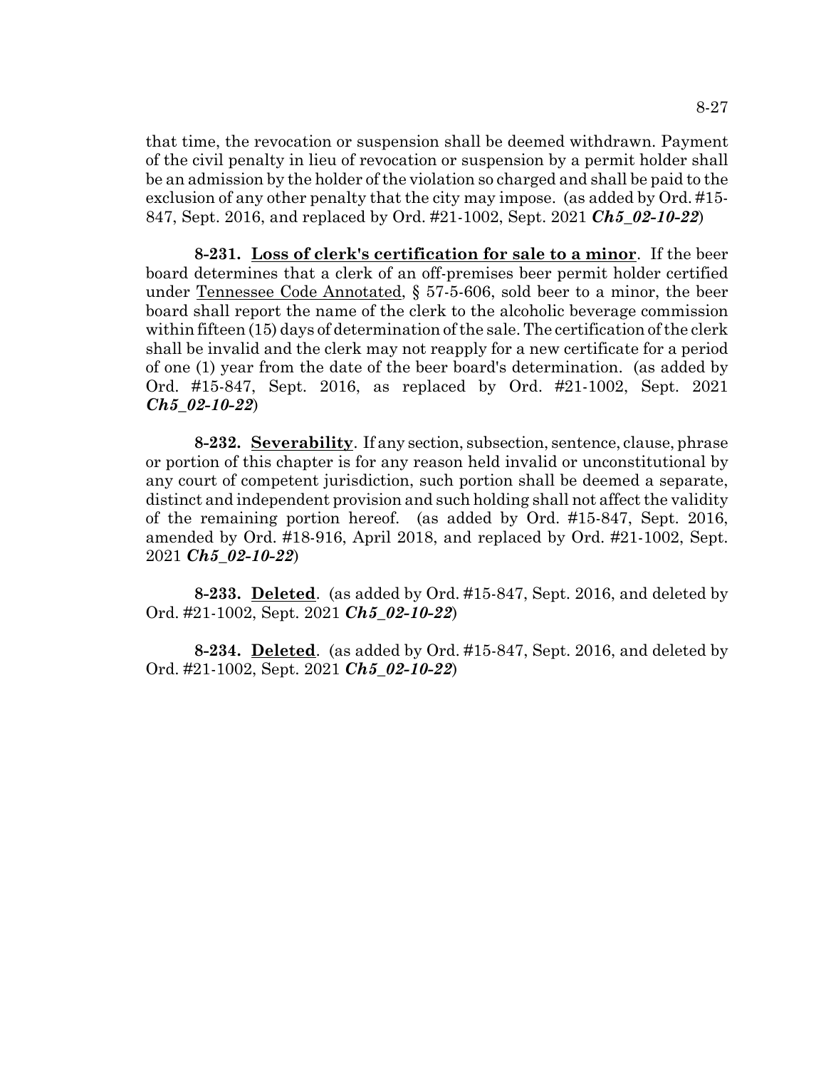that time, the revocation or suspension shall be deemed withdrawn. Payment of the civil penalty in lieu of revocation or suspension by a permit holder shall be an admission by the holder of the violation so charged and shall be paid to the exclusion of any other penalty that the city may impose. (as added by Ord. #15-847, Sept. 2016, and replaced by Ord. #21-1002, Sept. 2021 ***Ch5_02-10-22***)

**8-231. Loss of clerk's certification for sale to a minor**. If the beer board determines that a clerk of an off-premises beer permit holder certified under Tennessee Code Annotated, § 57-5-606, sold beer to a minor, the beer board shall report the name of the clerk to the alcoholic beverage commission within fifteen (15) days of determination of the sale. The certification of the clerk shall be invalid and the clerk may not reapply for a new certificate for a period of one (1) year from the date of the beer board's determination. (as added by Ord. #15-847, Sept. 2016, as replaced by Ord. #21-1002, Sept. 2021 ***Ch5_02-10-22***)

**8-232. Severability**. If any section, subsection, sentence, clause, phrase or portion of this chapter is for any reason held invalid or unconstitutional by any court of competent jurisdiction, such portion shall be deemed a separate, distinct and independent provision and such holding shall not affect the validity of the remaining portion hereof. (as added by Ord. #15-847, Sept. 2016, amended by Ord. #18-916, April 2018, and replaced by Ord. #21-1002, Sept. 2021 ***Ch5_02-10-22***)

**8-233. Deleted**. (as added by Ord. #15-847, Sept. 2016, and deleted by Ord. #21-1002, Sept. 2021 ***Ch5_02-10-22***)

**8-234. Deleted**. (as added by Ord. #15-847, Sept. 2016, and deleted by Ord. #21-1002, Sept. 2021 ***Ch5_02-10-22***)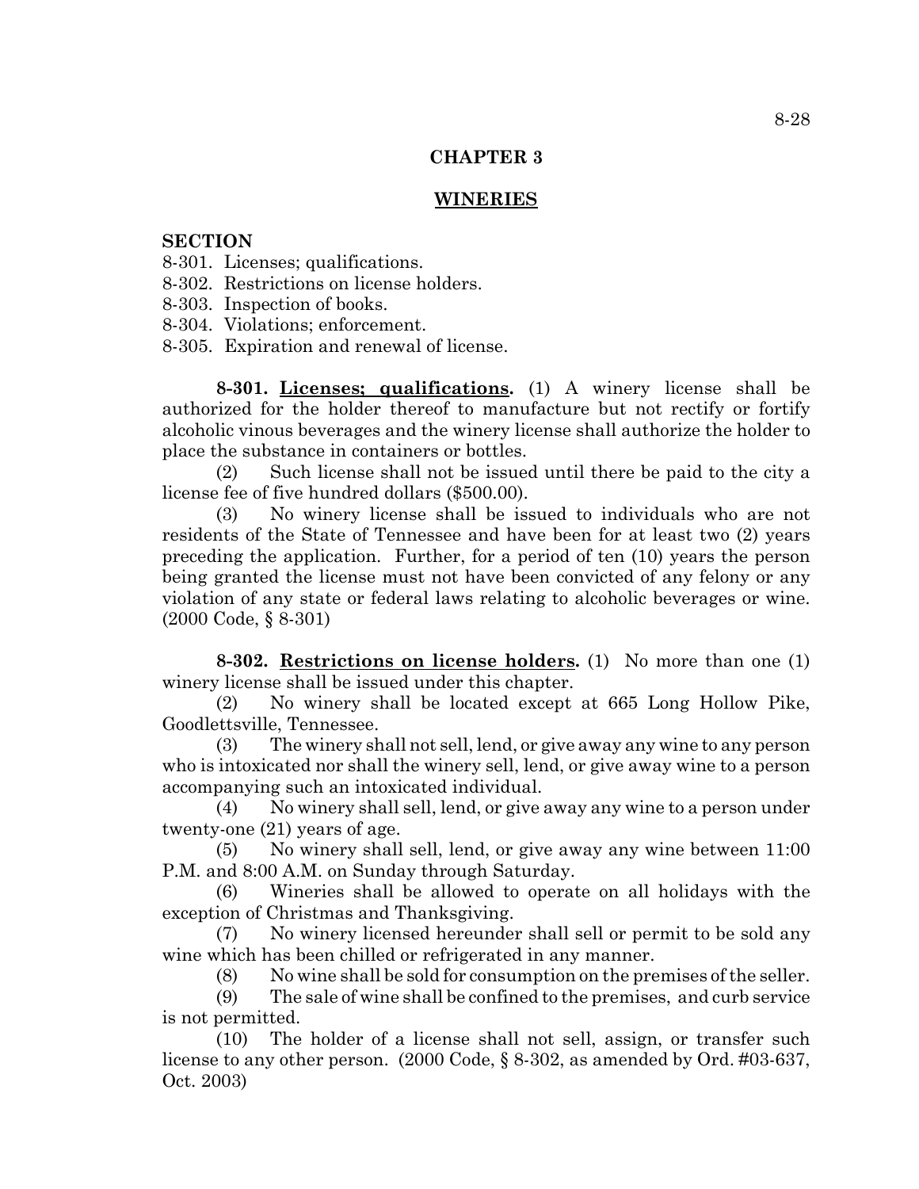## CHAPTER 3

## WINERIES

**SECTION**

8-301. Licenses; qualifications.
8-302. Restrictions on license holders.
8-303. Inspection of books.
8-304. Violations; enforcement.
8-305. Expiration and renewal of license.

**8-301. Licenses; qualifications.** (1) A winery license shall be authorized for the holder thereof to manufacture but not rectify or fortify alcoholic vinous beverages and the winery license shall authorize the holder to place the substance in containers or bottles.

(2) Such license shall not be issued until there be paid to the city a license fee of five hundred dollars ($500.00).

(3) No winery license shall be issued to individuals who are not residents of the State of Tennessee and have been for at least two (2) years preceding the application. Further, for a period of ten (10) years the person being granted the license must not have been convicted of any felony or any violation of any state or federal laws relating to alcoholic beverages or wine. (2000 Code, § 8-301)

**8-302. Restrictions on license holders.** (1) No more than one (1) winery license shall be issued under this chapter.

(2) No winery shall be located except at 665 Long Hollow Pike, Goodlettsville, Tennessee.

(3) The winery shall not sell, lend, or give away any wine to any person who is intoxicated nor shall the winery sell, lend, or give away wine to a person accompanying such an intoxicated individual.

(4) No winery shall sell, lend, or give away any wine to a person under twenty-one (21) years of age.

(5) No winery shall sell, lend, or give away any wine between 11:00 P.M. and 8:00 A.M. on Sunday through Saturday.

(6) Wineries shall be allowed to operate on all holidays with the exception of Christmas and Thanksgiving.

(7) No winery licensed hereunder shall sell or permit to be sold any wine which has been chilled or refrigerated in any manner.

(8) No wine shall be sold for consumption on the premises of the seller.

(9) The sale of wine shall be confined to the premises, and curb service is not permitted.

(10) The holder of a license shall not sell, assign, or transfer such license to any other person. (2000 Code, § 8-302, as amended by Ord. #03-637, Oct. 2003)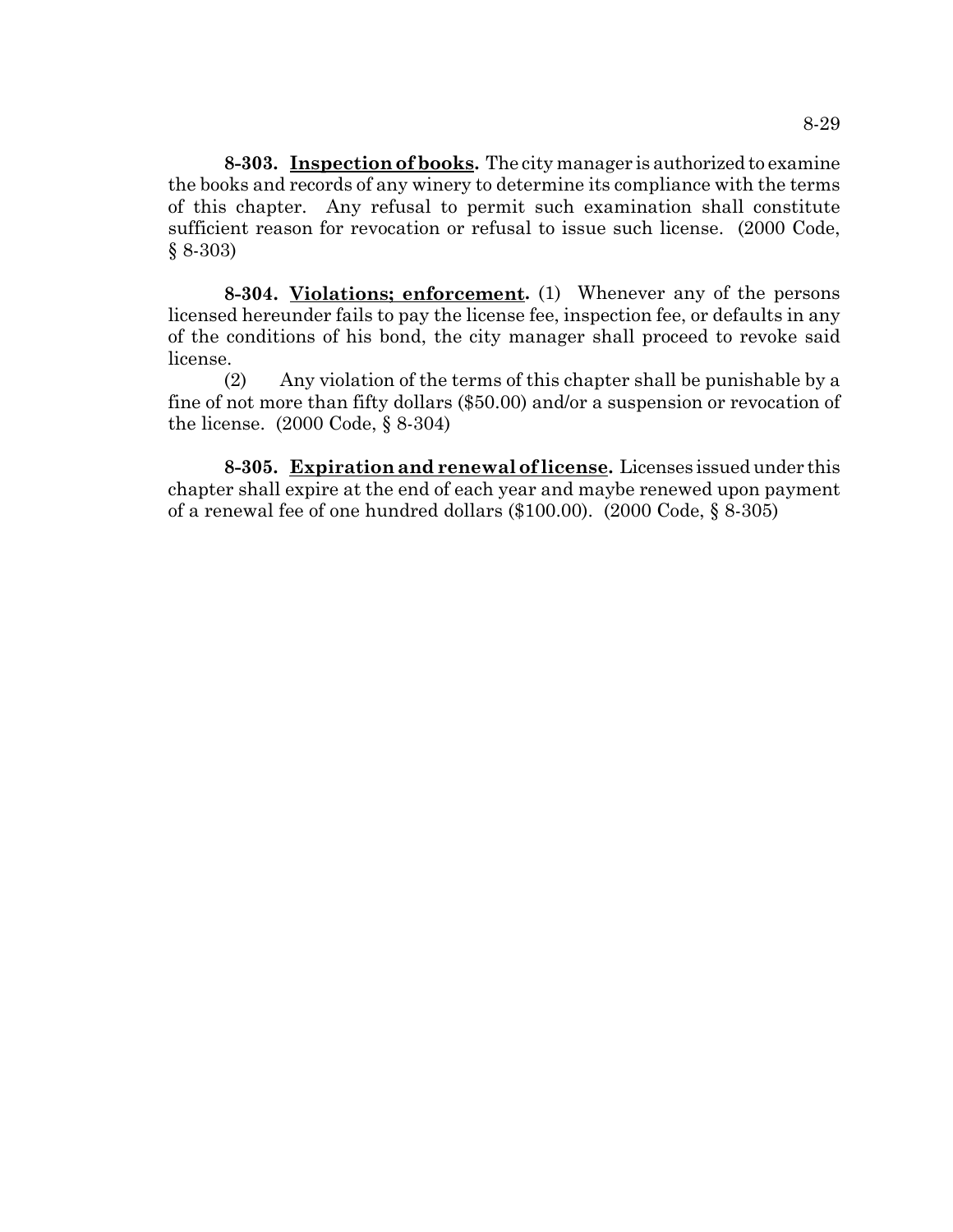**8-303. Inspection of books.** The city manager is authorized to examine the books and records of any winery to determine its compliance with the terms of this chapter. Any refusal to permit such examination shall constitute sufficient reason for revocation or refusal to issue such license. (2000 Code, § 8-303)

**8-304. Violations; enforcement.** (1) Whenever any of the persons licensed hereunder fails to pay the license fee, inspection fee, or defaults in any of the conditions of his bond, the city manager shall proceed to revoke said license.

(2) Any violation of the terms of this chapter shall be punishable by a fine of not more than fifty dollars ($50.00) and/or a suspension or revocation of the license. (2000 Code, § 8-304)

**8-305. Expiration and renewal of license.** Licenses issued under this chapter shall expire at the end of each year and maybe renewed upon payment of a renewal fee of one hundred dollars ($100.00). (2000 Code, § 8-305)